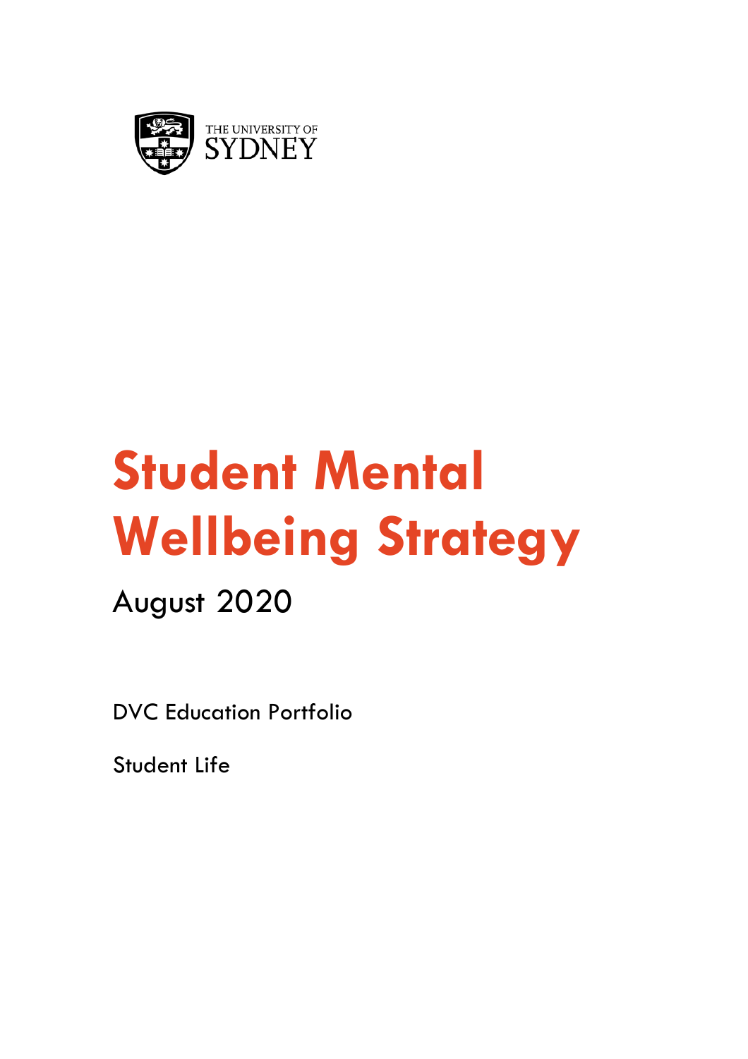THE UNIVERSITY OF SYDNEY

# Student Mental Wellbeing Strategy

August 2020

DVC Education Portfolio

Student Life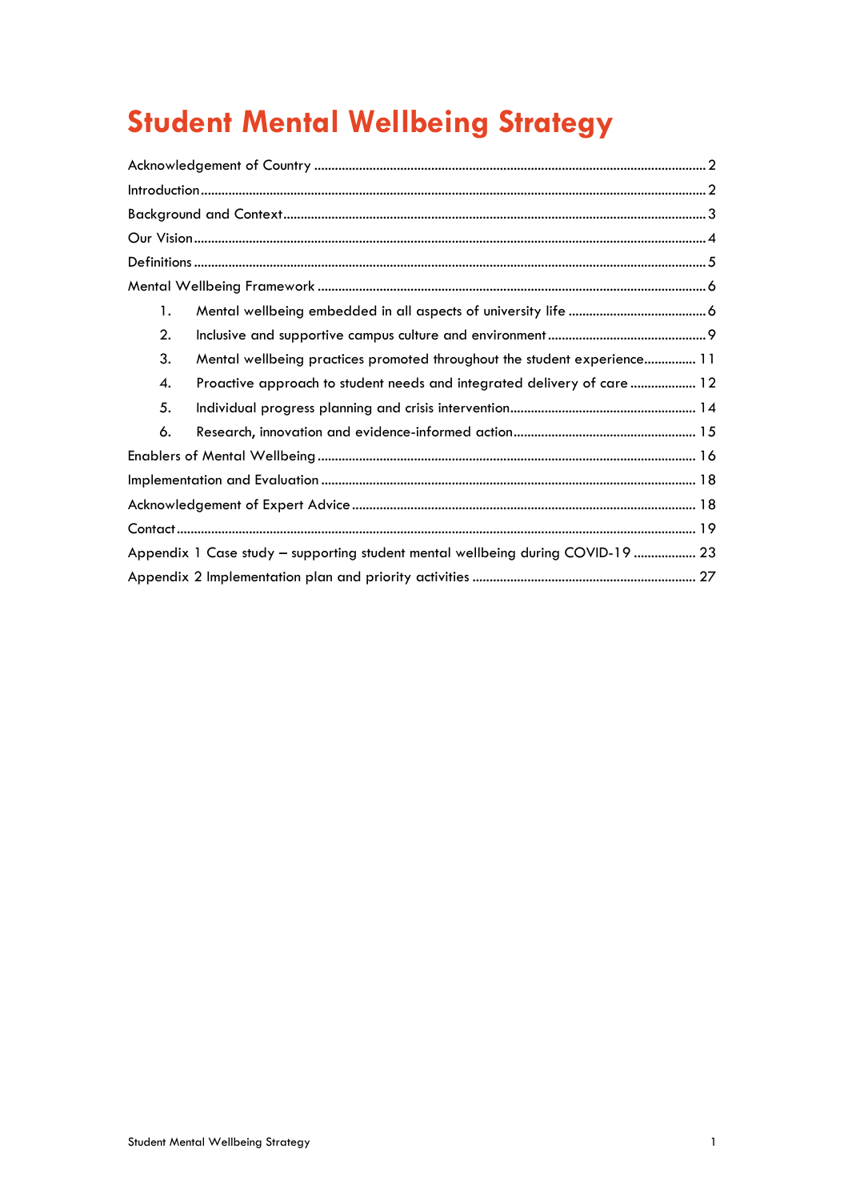# Student Mental Wellbeing Strategy

Acknowledgement of Country ........ 2
Introduction ........ 2
Background and Context ........ 3
Our Vision ........ 4
Definitions ........ 5
Mental Wellbeing Framework ........ 6

1. Mental wellbeing embedded in all aspects of university life ........ 6
2. Inclusive and supportive campus culture and environment ........ 9
3. Mental wellbeing practices promoted throughout the student experience ........ 11
4. Proactive approach to student needs and integrated delivery of care ........ 12
5. Individual progress planning and crisis intervention ........ 14
6. Research, innovation and evidence-informed action ........ 15

Enablers of Mental Wellbeing ........ 16
Implementation and Evaluation ........ 18
Acknowledgement of Expert Advice ........ 18
Contact ........ 19
Appendix 1 Case study – supporting student mental wellbeing during COVID-19 ........ 23
Appendix 2 Implementation plan and priority activities ........ 27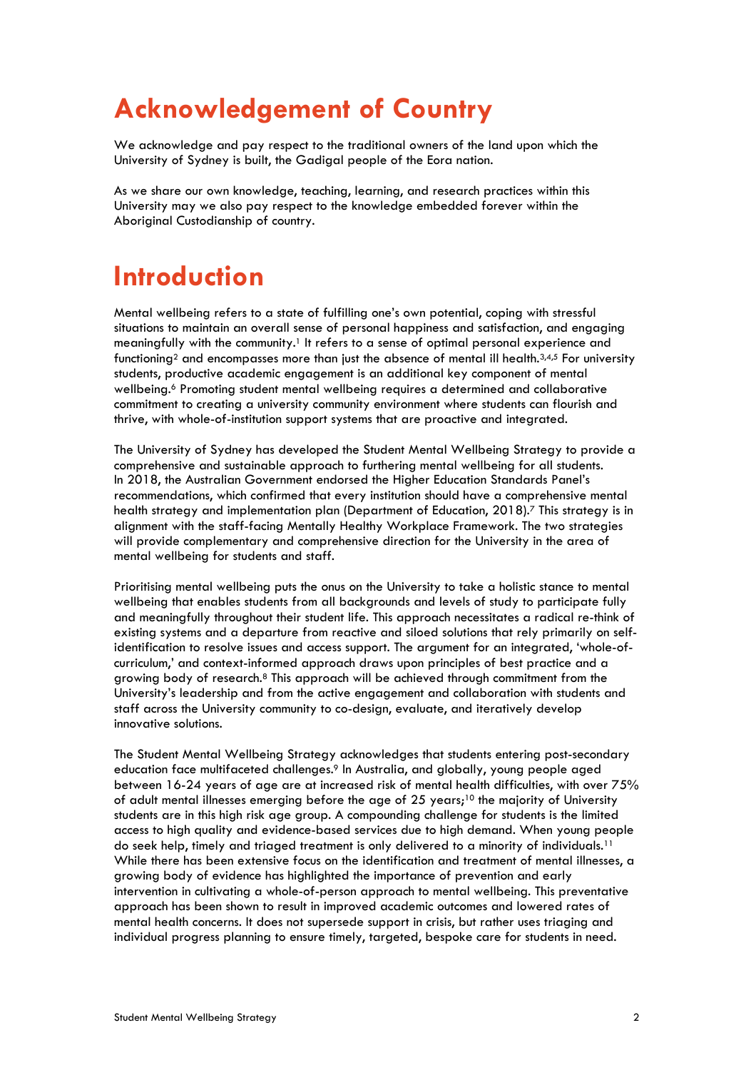# Acknowledgement of Country

We acknowledge and pay respect to the traditional owners of the land upon which the University of Sydney is built, the Gadigal people of the Eora nation.

As we share our own knowledge, teaching, learning, and research practices within this University may we also pay respect to the knowledge embedded forever within the Aboriginal Custodianship of country.

# Introduction

Mental wellbeing refers to a state of fulfilling one's own potential, coping with stressful situations to maintain an overall sense of personal happiness and satisfaction, and engaging meaningfully with the community.[1] It refers to a sense of optimal personal experience and functioning[2] and encompasses more than just the absence of mental ill health.[3,4,5] For university students, productive academic engagement is an additional key component of mental wellbeing.[6] Promoting student mental wellbeing requires a determined and collaborative commitment to creating a university community environment where students can flourish and thrive, with whole-of-institution support systems that are proactive and integrated.

The University of Sydney has developed the Student Mental Wellbeing Strategy to provide a comprehensive and sustainable approach to furthering mental wellbeing for all students. In 2018, the Australian Government endorsed the Higher Education Standards Panel's recommendations, which confirmed that every institution should have a comprehensive mental health strategy and implementation plan (Department of Education, 2018).[7] This strategy is in alignment with the staff-facing Mentally Healthy Workplace Framework. The two strategies will provide complementary and comprehensive direction for the University in the area of mental wellbeing for students and staff.

Prioritising mental wellbeing puts the onus on the University to take a holistic stance to mental wellbeing that enables students from all backgrounds and levels of study to participate fully and meaningfully throughout their student life. This approach necessitates a radical re-think of existing systems and a departure from reactive and siloed solutions that rely primarily on self-identification to resolve issues and access support. The argument for an integrated, 'whole-of-curriculum,' and context-informed approach draws upon principles of best practice and a growing body of research.[8] This approach will be achieved through commitment from the University's leadership and from the active engagement and collaboration with students and staff across the University community to co-design, evaluate, and iteratively develop innovative solutions.

The Student Mental Wellbeing Strategy acknowledges that students entering post-secondary education face multifaceted challenges.[9] In Australia, and globally, young people aged between 16-24 years of age are at increased risk of mental health difficulties, with over 75% of adult mental illnesses emerging before the age of 25 years;[10] the majority of University students are in this high risk age group. A compounding challenge for students is the limited access to high quality and evidence-based services due to high demand. When young people do seek help, timely and triaged treatment is only delivered to a minority of individuals.[11] While there has been extensive focus on the identification and treatment of mental illnesses, a growing body of evidence has highlighted the importance of prevention and early intervention in cultivating a whole-of-person approach to mental wellbeing. This preventative approach has been shown to result in improved academic outcomes and lowered rates of mental health concerns. It does not supersede support in crisis, but rather uses triaging and individual progress planning to ensure timely, targeted, bespoke care for students in need.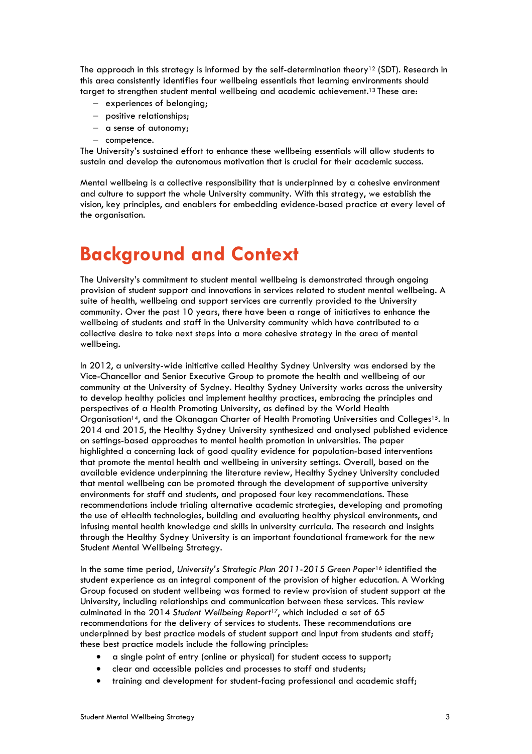The approach in this strategy is informed by the self-determination theory[12] (SDT). Research in this area consistently identifies four wellbeing essentials that learning environments should target to strengthen student mental wellbeing and academic achievement.[13] These are:

- experiences of belonging;
- positive relationships;
- a sense of autonomy;
- competence.

The University's sustained effort to enhance these wellbeing essentials will allow students to sustain and develop the autonomous motivation that is crucial for their academic success.

Mental wellbeing is a collective responsibility that is underpinned by a cohesive environment and culture to support the whole University community. With this strategy, we establish the vision, key principles, and enablers for embedding evidence-based practice at every level of the organisation.

# Background and Context

The University's commitment to student mental wellbeing is demonstrated through ongoing provision of student support and innovations in services related to student mental wellbeing. A suite of health, wellbeing and support services are currently provided to the University community. Over the past 10 years, there have been a range of initiatives to enhance the wellbeing of students and staff in the University community which have contributed to a collective desire to take next steps into a more cohesive strategy in the area of mental wellbeing.

In 2012, a university-wide initiative called Healthy Sydney University was endorsed by the Vice-Chancellor and Senior Executive Group to promote the health and wellbeing of our community at the University of Sydney. Healthy Sydney University works across the university to develop healthy policies and implement healthy practices, embracing the principles and perspectives of a Health Promoting University, as defined by the World Health Organisation[14], and the Okanagan Charter of Health Promoting Universities and Colleges[15]. In 2014 and 2015, the Healthy Sydney University synthesized and analysed published evidence on settings-based approaches to mental health promotion in universities. The paper highlighted a concerning lack of good quality evidence for population-based interventions that promote the mental health and wellbeing in university settings. Overall, based on the available evidence underpinning the literature review, Healthy Sydney University concluded that mental wellbeing can be promoted through the development of supportive university environments for staff and students, and proposed four key recommendations. These recommendations include trialing alternative academic strategies, developing and promoting the use of eHealth technologies, building and evaluating healthy physical environments, and infusing mental health knowledge and skills in university curricula. The research and insights through the Healthy Sydney University is an important foundational framework for the new Student Mental Wellbeing Strategy.

In the same time period, *University's Strategic Plan 2011-2015 Green Paper*[16] identified the student experience as an integral component of the provision of higher education. A Working Group focused on student wellbeing was formed to review provision of student support at the University, including relationships and communication between these services. This review culminated in the 2014 *Student Wellbeing Report*[17], which included a set of 65 recommendations for the delivery of services to students. These recommendations are underpinned by best practice models of student support and input from students and staff; these best practice models include the following principles:

- a single point of entry (online or physical) for student access to support;
- clear and accessible policies and processes to staff and students;
- training and development for student-facing professional and academic staff;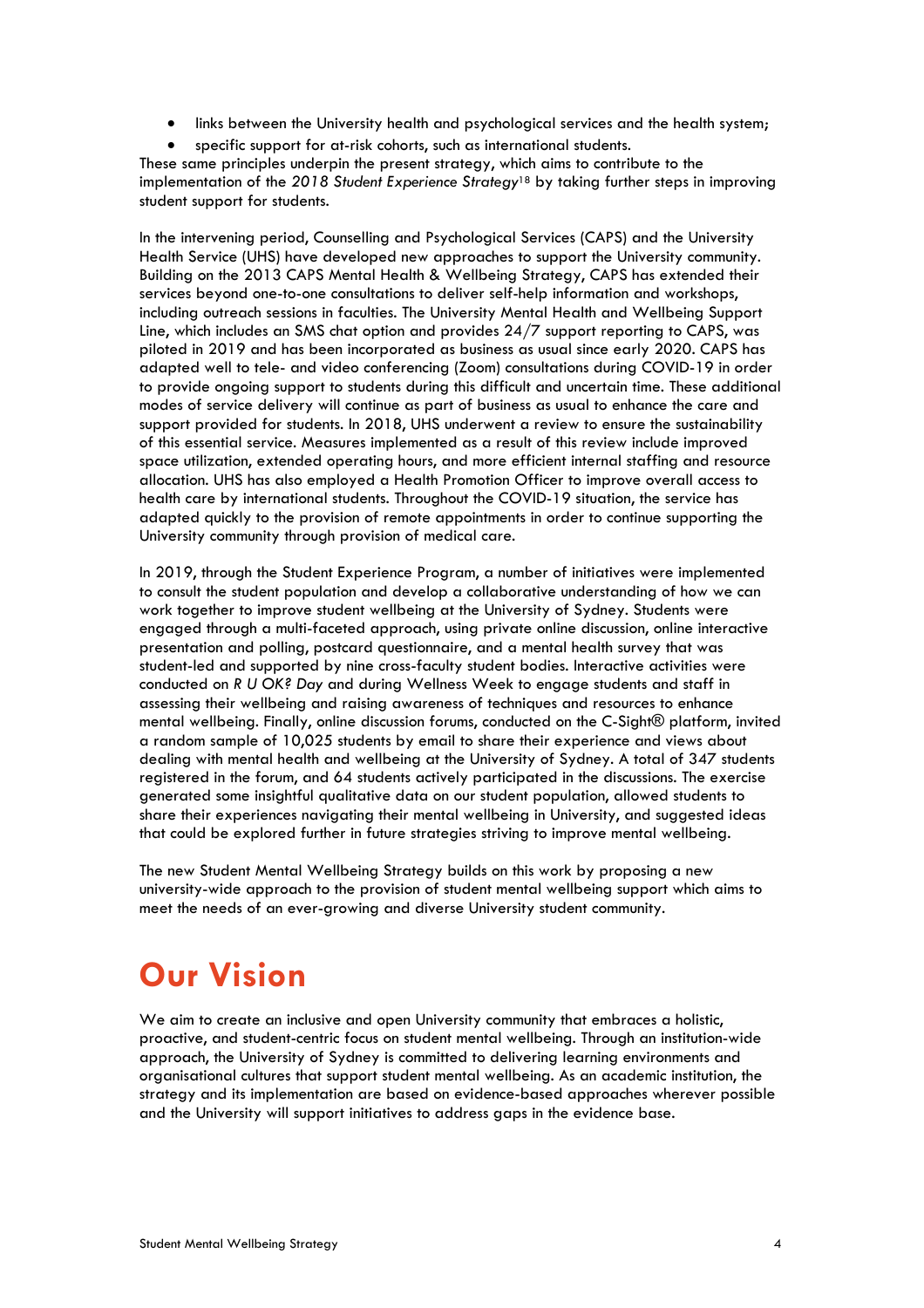- links between the University health and psychological services and the health system;
- specific support for at-risk cohorts, such as international students.

These same principles underpin the present strategy, which aims to contribute to the implementation of the *2018 Student Experience Strategy*[18] by taking further steps in improving student support for students.

In the intervening period, Counselling and Psychological Services (CAPS) and the University Health Service (UHS) have developed new approaches to support the University community. Building on the 2013 CAPS Mental Health & Wellbeing Strategy, CAPS has extended their services beyond one-to-one consultations to deliver self-help information and workshops, including outreach sessions in faculties. The University Mental Health and Wellbeing Support Line, which includes an SMS chat option and provides 24/7 support reporting to CAPS, was piloted in 2019 and has been incorporated as business as usual since early 2020. CAPS has adapted well to tele- and video conferencing (Zoom) consultations during COVID-19 in order to provide ongoing support to students during this difficult and uncertain time. These additional modes of service delivery will continue as part of business as usual to enhance the care and support provided for students. In 2018, UHS underwent a review to ensure the sustainability of this essential service. Measures implemented as a result of this review include improved space utilization, extended operating hours, and more efficient internal staffing and resource allocation. UHS has also employed a Health Promotion Officer to improve overall access to health care by international students. Throughout the COVID-19 situation, the service has adapted quickly to the provision of remote appointments in order to continue supporting the University community through provision of medical care.

In 2019, through the Student Experience Program, a number of initiatives were implemented to consult the student population and develop a collaborative understanding of how we can work together to improve student wellbeing at the University of Sydney. Students were engaged through a multi-faceted approach, using private online discussion, online interactive presentation and polling, postcard questionnaire, and a mental health survey that was student-led and supported by nine cross-faculty student bodies. Interactive activities were conducted on *R U OK? Day* and during Wellness Week to engage students and staff in assessing their wellbeing and raising awareness of techniques and resources to enhance mental wellbeing. Finally, online discussion forums, conducted on the C-Sight® platform, invited a random sample of 10,025 students by email to share their experience and views about dealing with mental health and wellbeing at the University of Sydney. A total of 347 students registered in the forum, and 64 students actively participated in the discussions. The exercise generated some insightful qualitative data on our student population, allowed students to share their experiences navigating their mental wellbeing in University, and suggested ideas that could be explored further in future strategies striving to improve mental wellbeing.

The new Student Mental Wellbeing Strategy builds on this work by proposing a new university-wide approach to the provision of student mental wellbeing support which aims to meet the needs of an ever-growing and diverse University student community.

# Our Vision

We aim to create an inclusive and open University community that embraces a holistic, proactive, and student-centric focus on student mental wellbeing. Through an institution-wide approach, the University of Sydney is committed to delivering learning environments and organisational cultures that support student mental wellbeing. As an academic institution, the strategy and its implementation are based on evidence-based approaches wherever possible and the University will support initiatives to address gaps in the evidence base.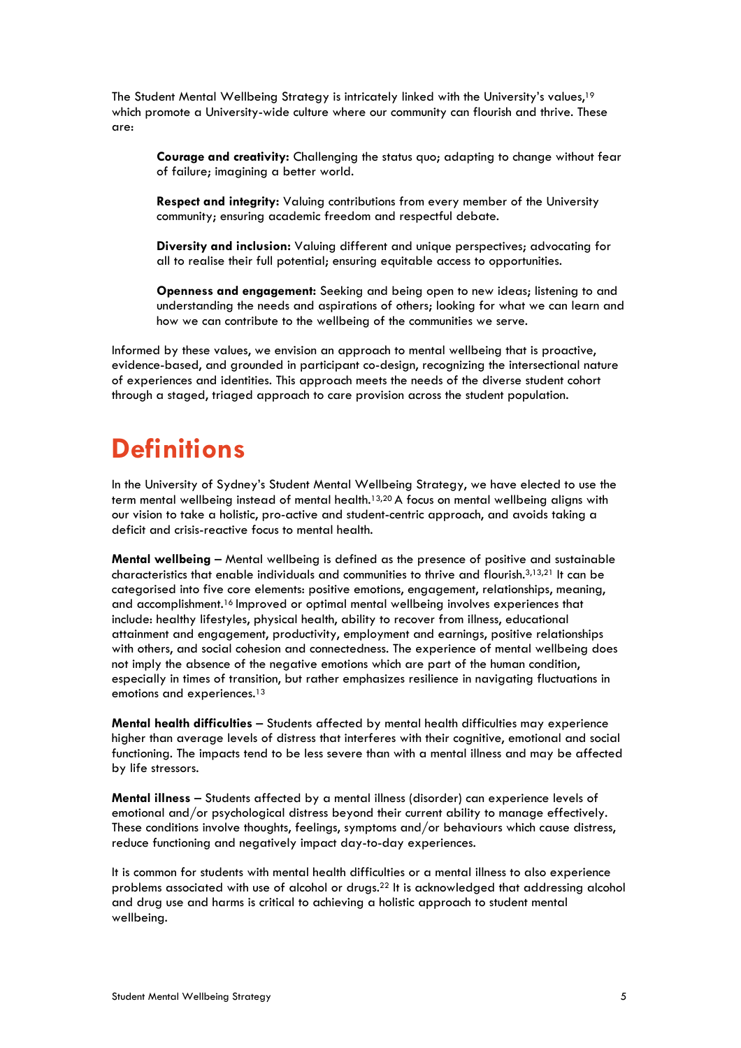The Student Mental Wellbeing Strategy is intricately linked with the University's values,[19] which promote a University-wide culture where our community can flourish and thrive. These are:

> **Courage and creativity:** Challenging the status quo; adapting to change without fear of failure; imagining a better world.
>
> **Respect and integrity:** Valuing contributions from every member of the University community; ensuring academic freedom and respectful debate.
>
> **Diversity and inclusion:** Valuing different and unique perspectives; advocating for all to realise their full potential; ensuring equitable access to opportunities.
>
> **Openness and engagement:** Seeking and being open to new ideas; listening to and understanding the needs and aspirations of others; looking for what we can learn and how we can contribute to the wellbeing of the communities we serve.

Informed by these values, we envision an approach to mental wellbeing that is proactive, evidence-based, and grounded in participant co-design, recognizing the intersectional nature of experiences and identities. This approach meets the needs of the diverse student cohort through a staged, triaged approach to care provision across the student population.

# Definitions

In the University of Sydney's Student Mental Wellbeing Strategy, we have elected to use the term mental wellbeing instead of mental health.[13,20] A focus on mental wellbeing aligns with our vision to take a holistic, pro-active and student-centric approach, and avoids taking a deficit and crisis-reactive focus to mental health.

**Mental wellbeing** – Mental wellbeing is defined as the presence of positive and sustainable characteristics that enable individuals and communities to thrive and flourish.[3,13,21] It can be categorised into five core elements: positive emotions, engagement, relationships, meaning, and accomplishment.[16] Improved or optimal mental wellbeing involves experiences that include: healthy lifestyles, physical health, ability to recover from illness, educational attainment and engagement, productivity, employment and earnings, positive relationships with others, and social cohesion and connectedness. The experience of mental wellbeing does not imply the absence of the negative emotions which are part of the human condition, especially in times of transition, but rather emphasizes resilience in navigating fluctuations in emotions and experiences.[13]

**Mental health difficulties** – Students affected by mental health difficulties may experience higher than average levels of distress that interferes with their cognitive, emotional and social functioning. The impacts tend to be less severe than with a mental illness and may be affected by life stressors.

**Mental illness** – Students affected by a mental illness (disorder) can experience levels of emotional and/or psychological distress beyond their current ability to manage effectively. These conditions involve thoughts, feelings, symptoms and/or behaviours which cause distress, reduce functioning and negatively impact day-to-day experiences.

It is common for students with mental health difficulties or a mental illness to also experience problems associated with use of alcohol or drugs.[22] It is acknowledged that addressing alcohol and drug use and harms is critical to achieving a holistic approach to student mental wellbeing.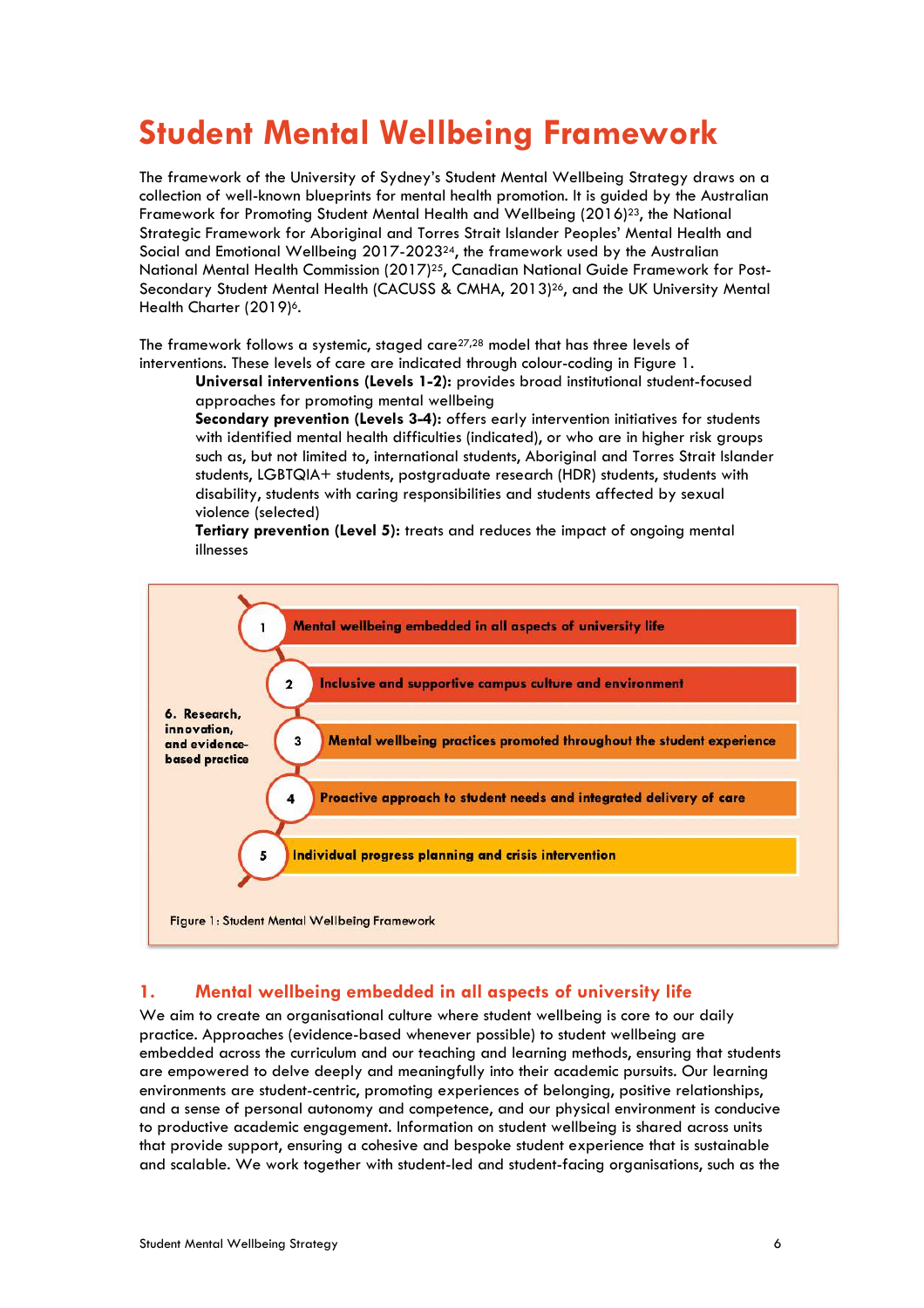# Student Mental Wellbeing Framework

The framework of the University of Sydney's Student Mental Wellbeing Strategy draws on a collection of well-known blueprints for mental health promotion. It is guided by the Australian Framework for Promoting Student Mental Health and Wellbeing (2016)[23], the National Strategic Framework for Aboriginal and Torres Strait Islander Peoples' Mental Health and Social and Emotional Wellbeing 2017-2023[24], the framework used by the Australian National Mental Health Commission (2017)[25], Canadian National Guide Framework for Post-Secondary Student Mental Health (CACUSS & CMHA, 2013)[26], and the UK University Mental Health Charter (2019)[6].

The framework follows a systemic, staged care[27,28] model that has three levels of interventions. These levels of care are indicated through colour-coding in Figure 1.

- **Universal interventions (Levels 1-2):** provides broad institutional student-focused approaches for promoting mental wellbeing
- **Secondary prevention (Levels 3-4):** offers early intervention initiatives for students with identified mental health difficulties (indicated), or who are in higher risk groups such as, but not limited to, international students, Aboriginal and Torres Strait Islander students, LGBTQIA+ students, postgraduate research (HDR) students, students with disability, students with caring responsibilities and students affected by sexual violence (selected)
- **Tertiary prevention (Level 5):** treats and reduces the impact of ongoing mental illnesses

1. Mental wellbeing embedded in all aspects of university life
2. Inclusive and supportive campus culture and environment
3. Mental wellbeing practices promoted throughout the student experience
4. Proactive approach to student needs and integrated delivery of care
5. Individual progress planning and crisis intervention
6. Research, innovation, and evidence-based practice

Figure 1: Student Mental Wellbeing Framework

## 1. Mental wellbeing embedded in all aspects of university life

We aim to create an organisational culture where student wellbeing is core to our daily practice. Approaches (evidence-based whenever possible) to student wellbeing are embedded across the curriculum and our teaching and learning methods, ensuring that students are empowered to delve deeply and meaningfully into their academic pursuits. Our learning environments are student-centric, promoting experiences of belonging, positive relationships, and a sense of personal autonomy and competence, and our physical environment is conducive to productive academic engagement. Information on student wellbeing is shared across units that provide support, ensuring a cohesive and bespoke student experience that is sustainable and scalable. We work together with student-led and student-facing organisations, such as the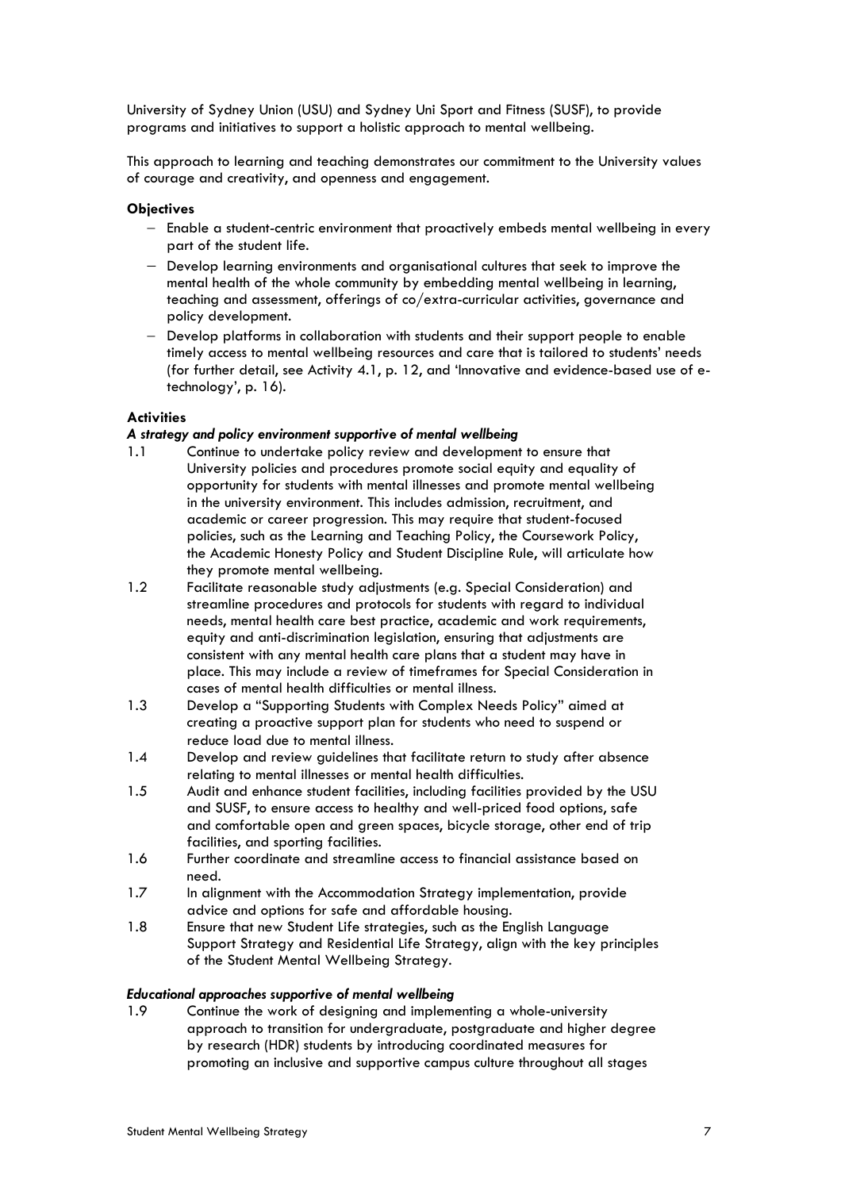University of Sydney Union (USU) and Sydney Uni Sport and Fitness (SUSF), to provide programs and initiatives to support a holistic approach to mental wellbeing.

This approach to learning and teaching demonstrates our commitment to the University values of courage and creativity, and openness and engagement.

**Objectives**

- Enable a student-centric environment that proactively embeds mental wellbeing in every part of the student life.
- Develop learning environments and organisational cultures that seek to improve the mental health of the whole community by embedding mental wellbeing in learning, teaching and assessment, offerings of co/extra-curricular activities, governance and policy development.
- Develop platforms in collaboration with students and their support people to enable timely access to mental wellbeing resources and care that is tailored to students' needs (for further detail, see Activity 4.1, p. 12, and 'Innovative and evidence-based use of e-technology', p. 16).

**Activities**

***A strategy and policy environment supportive of mental wellbeing***

1.1 Continue to undertake policy review and development to ensure that University policies and procedures promote social equity and equality of opportunity for students with mental illnesses and promote mental wellbeing in the university environment. This includes admission, recruitment, and academic or career progression. This may require that student-focused policies, such as the Learning and Teaching Policy, the Coursework Policy, the Academic Honesty Policy and Student Discipline Rule, will articulate how they promote mental wellbeing.

1.2 Facilitate reasonable study adjustments (e.g. Special Consideration) and streamline procedures and protocols for students with regard to individual needs, mental health care best practice, academic and work requirements, equity and anti-discrimination legislation, ensuring that adjustments are consistent with any mental health care plans that a student may have in place. This may include a review of timeframes for Special Consideration in cases of mental health difficulties or mental illness.

1.3 Develop a "Supporting Students with Complex Needs Policy" aimed at creating a proactive support plan for students who need to suspend or reduce load due to mental illness.

1.4 Develop and review guidelines that facilitate return to study after absence relating to mental illnesses or mental health difficulties.

1.5 Audit and enhance student facilities, including facilities provided by the USU and SUSF, to ensure access to healthy and well-priced food options, safe and comfortable open and green spaces, bicycle storage, other end of trip facilities, and sporting facilities.

1.6 Further coordinate and streamline access to financial assistance based on need.

1.7 In alignment with the Accommodation Strategy implementation, provide advice and options for safe and affordable housing.

1.8 Ensure that new Student Life strategies, such as the English Language Support Strategy and Residential Life Strategy, align with the key principles of the Student Mental Wellbeing Strategy.

***Educational approaches supportive of mental wellbeing***

1.9 Continue the work of designing and implementing a whole-university approach to transition for undergraduate, postgraduate and higher degree by research (HDR) students by introducing coordinated measures for promoting an inclusive and supportive campus culture throughout all stages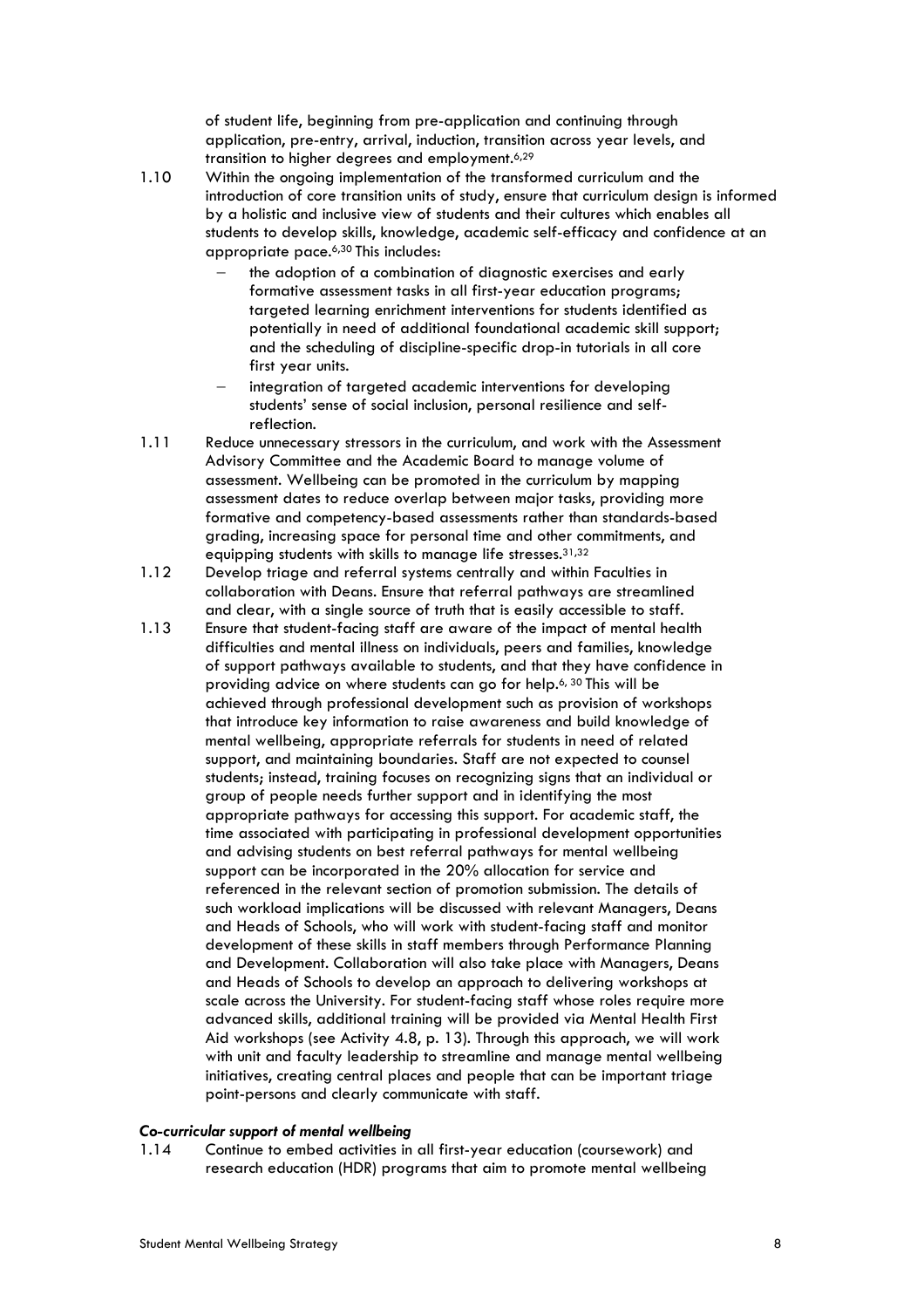of student life, beginning from pre-application and continuing through application, pre-entry, arrival, induction, transition across year levels, and transition to higher degrees and employment.[6,29]

1.10 Within the ongoing implementation of the transformed curriculum and the introduction of core transition units of study, ensure that curriculum design is informed by a holistic and inclusive view of students and their cultures which enables all students to develop skills, knowledge, academic self-efficacy and confidence at an appropriate pace.[6,30] This includes:

- the adoption of a combination of diagnostic exercises and early formative assessment tasks in all first-year education programs; targeted learning enrichment interventions for students identified as potentially in need of additional foundational academic skill support; and the scheduling of discipline-specific drop-in tutorials in all core first year units.
- integration of targeted academic interventions for developing students' sense of social inclusion, personal resilience and self-reflection.

1.11 Reduce unnecessary stressors in the curriculum, and work with the Assessment Advisory Committee and the Academic Board to manage volume of assessment. Wellbeing can be promoted in the curriculum by mapping assessment dates to reduce overlap between major tasks, providing more formative and competency-based assessments rather than standards-based grading, increasing space for personal time and other commitments, and equipping students with skills to manage life stresses.[31,32]

1.12 Develop triage and referral systems centrally and within Faculties in collaboration with Deans. Ensure that referral pathways are streamlined and clear, with a single source of truth that is easily accessible to staff.

1.13 Ensure that student-facing staff are aware of the impact of mental health difficulties and mental illness on individuals, peers and families, knowledge of support pathways available to students, and that they have confidence in providing advice on where students can go for help.[6, 30] This will be achieved through professional development such as provision of workshops that introduce key information to raise awareness and build knowledge of mental wellbeing, appropriate referrals for students in need of related support, and maintaining boundaries. Staff are not expected to counsel students; instead, training focuses on recognizing signs that an individual or group of people needs further support and in identifying the most appropriate pathways for accessing this support. For academic staff, the time associated with participating in professional development opportunities and advising students on best referral pathways for mental wellbeing support can be incorporated in the 20% allocation for service and referenced in the relevant section of promotion submission. The details of such workload implications will be discussed with relevant Managers, Deans and Heads of Schools, who will work with student-facing staff and monitor development of these skills in staff members through Performance Planning and Development. Collaboration will also take place with Managers, Deans and Heads of Schools to develop an approach to delivering workshops at scale across the University. For student-facing staff whose roles require more advanced skills, additional training will be provided via Mental Health First Aid workshops (see Activity 4.8, p. 13). Through this approach, we will work with unit and faculty leadership to streamline and manage mental wellbeing initiatives, creating central places and people that can be important triage point-persons and clearly communicate with staff.

***Co-curricular support of mental wellbeing***

1.14 Continue to embed activities in all first-year education (coursework) and research education (HDR) programs that aim to promote mental wellbeing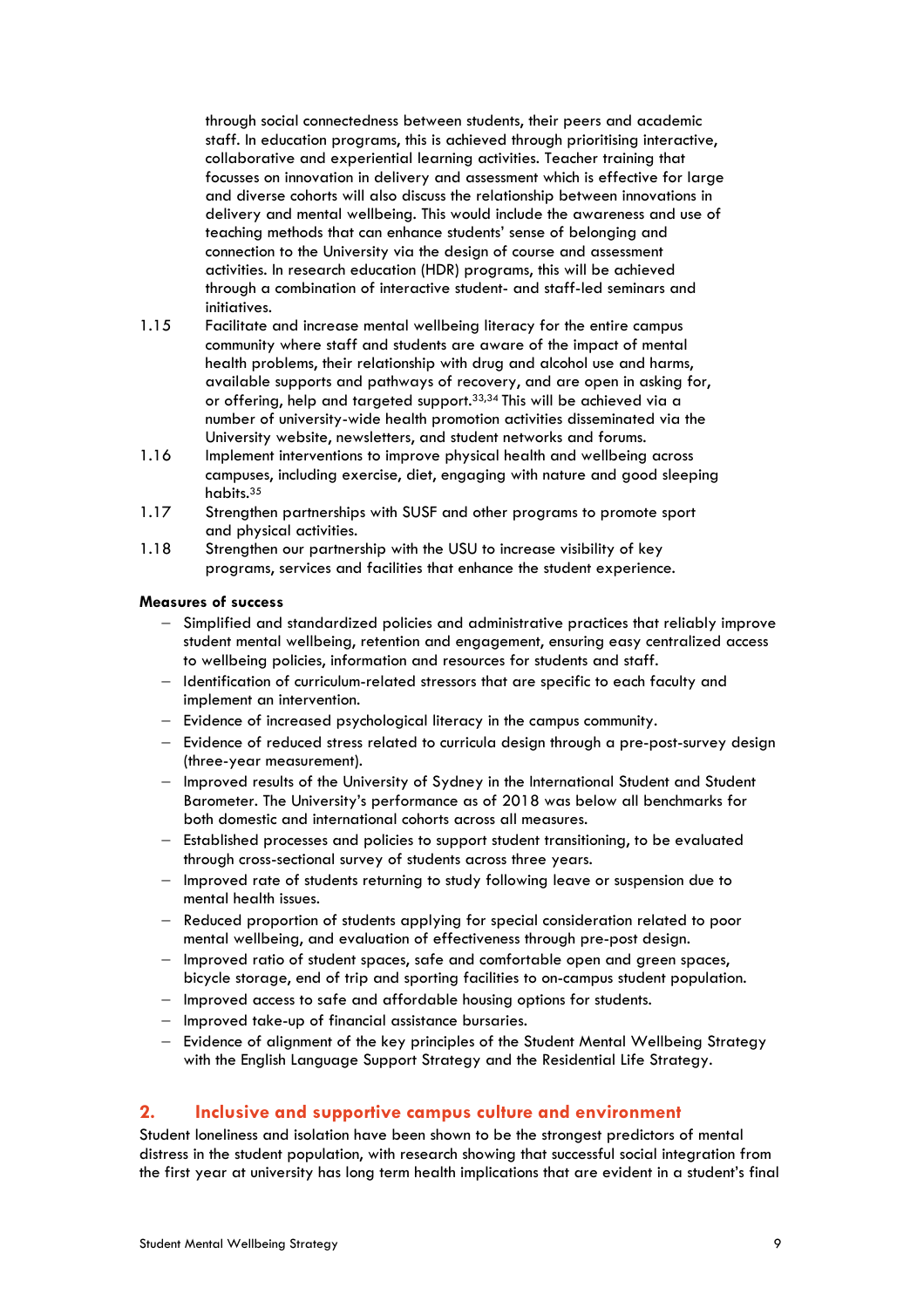through social connectedness between students, their peers and academic staff. In education programs, this is achieved through prioritising interactive, collaborative and experiential learning activities. Teacher training that focusses on innovation in delivery and assessment which is effective for large and diverse cohorts will also discuss the relationship between innovations in delivery and mental wellbeing. This would include the awareness and use of teaching methods that can enhance students' sense of belonging and connection to the University via the design of course and assessment activities. In research education (HDR) programs, this will be achieved through a combination of interactive student- and staff-led seminars and initiatives.

1.15 Facilitate and increase mental wellbeing literacy for the entire campus community where staff and students are aware of the impact of mental health problems, their relationship with drug and alcohol use and harms, available supports and pathways of recovery, and are open in asking for, or offering, help and targeted support.[33,34] This will be achieved via a number of university-wide health promotion activities disseminated via the University website, newsletters, and student networks and forums.

1.16 Implement interventions to improve physical health and wellbeing across campuses, including exercise, diet, engaging with nature and good sleeping habits.[35]

1.17 Strengthen partnerships with SUSF and other programs to promote sport and physical activities.

1.18 Strengthen our partnership with the USU to increase visibility of key programs, services and facilities that enhance the student experience.

**Measures of success**

- Simplified and standardized policies and administrative practices that reliably improve student mental wellbeing, retention and engagement, ensuring easy centralized access to wellbeing policies, information and resources for students and staff.
- Identification of curriculum-related stressors that are specific to each faculty and implement an intervention.
- Evidence of increased psychological literacy in the campus community.
- Evidence of reduced stress related to curricula design through a pre-post-survey design (three-year measurement).
- Improved results of the University of Sydney in the International Student and Student Barometer. The University's performance as of 2018 was below all benchmarks for both domestic and international cohorts across all measures.
- Established processes and policies to support student transitioning, to be evaluated through cross-sectional survey of students across three years.
- Improved rate of students returning to study following leave or suspension due to mental health issues.
- Reduced proportion of students applying for special consideration related to poor mental wellbeing, and evaluation of effectiveness through pre-post design.
- Improved ratio of student spaces, safe and comfortable open and green spaces, bicycle storage, end of trip and sporting facilities to on-campus student population.
- Improved access to safe and affordable housing options for students.
- Improved take-up of financial assistance bursaries.
- Evidence of alignment of the key principles of the Student Mental Wellbeing Strategy with the English Language Support Strategy and the Residential Life Strategy.

## 2. Inclusive and supportive campus culture and environment

Student loneliness and isolation have been shown to be the strongest predictors of mental distress in the student population, with research showing that successful social integration from the first year at university has long term health implications that are evident in a student's final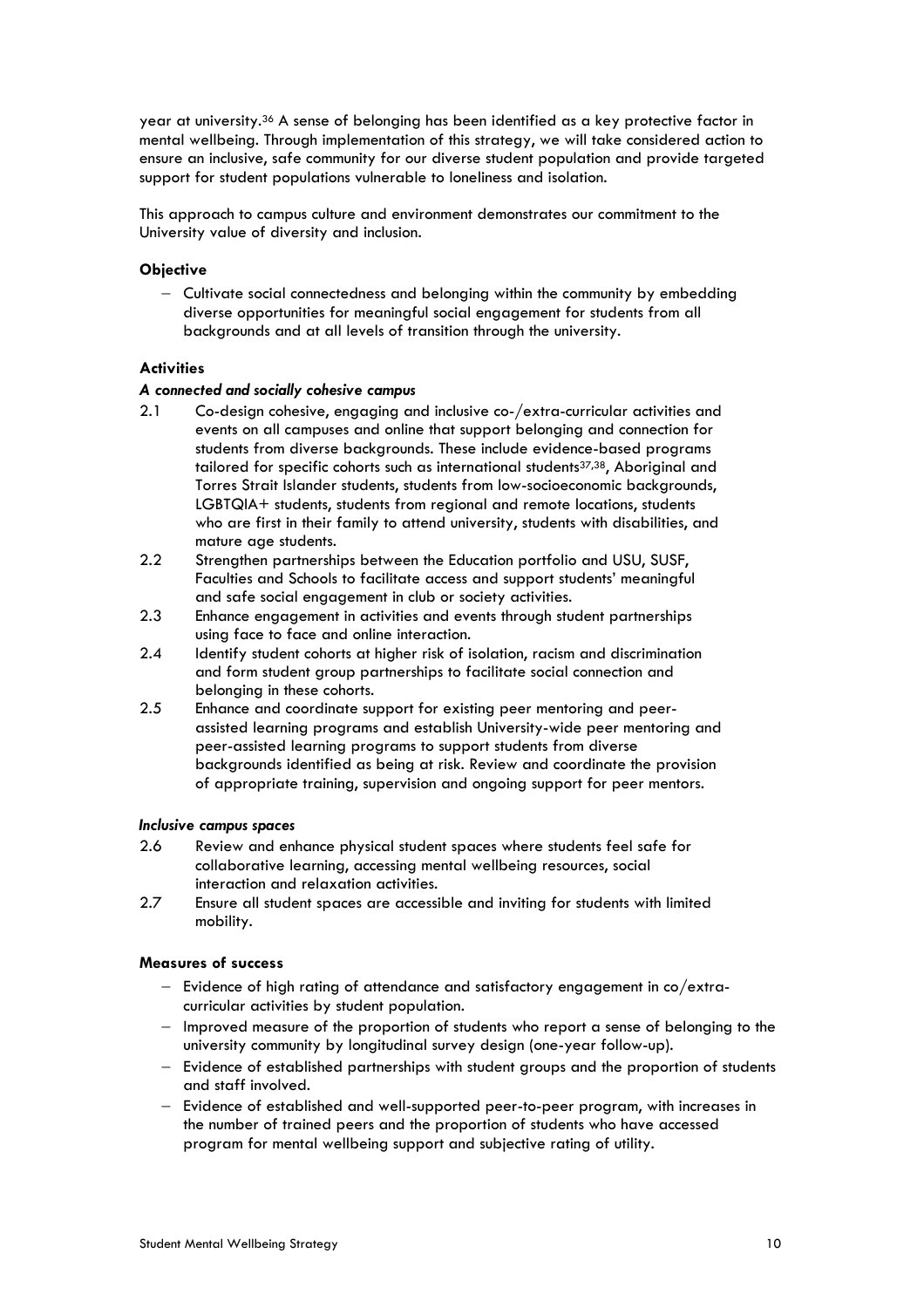year at university.[36] A sense of belonging has been identified as a key protective factor in mental wellbeing. Through implementation of this strategy, we will take considered action to ensure an inclusive, safe community for our diverse student population and provide targeted support for student populations vulnerable to loneliness and isolation.

This approach to campus culture and environment demonstrates our commitment to the University value of diversity and inclusion.

**Objective**

- Cultivate social connectedness and belonging within the community by embedding diverse opportunities for meaningful social engagement for students from all backgrounds and at all levels of transition through the university.

**Activities**

***A connected and socially cohesive campus***

2.1 Co-design cohesive, engaging and inclusive co-/extra-curricular activities and events on all campuses and online that support belonging and connection for students from diverse backgrounds. These include evidence-based programs tailored for specific cohorts such as international students[37,38], Aboriginal and Torres Strait Islander students, students from low-socioeconomic backgrounds, LGBTQIA+ students, students from regional and remote locations, students who are first in their family to attend university, students with disabilities, and mature age students.

2.2 Strengthen partnerships between the Education portfolio and USU, SUSF, Faculties and Schools to facilitate access and support students' meaningful and safe social engagement in club or society activities.

2.3 Enhance engagement in activities and events through student partnerships using face to face and online interaction.

2.4 Identify student cohorts at higher risk of isolation, racism and discrimination and form student group partnerships to facilitate social connection and belonging in these cohorts.

2.5 Enhance and coordinate support for existing peer mentoring and peer-assisted learning programs and establish University-wide peer mentoring and peer-assisted learning programs to support students from diverse backgrounds identified as being at risk. Review and coordinate the provision of appropriate training, supervision and ongoing support for peer mentors.

***Inclusive campus spaces***

2.6 Review and enhance physical student spaces where students feel safe for collaborative learning, accessing mental wellbeing resources, social interaction and relaxation activities.

2.7 Ensure all student spaces are accessible and inviting for students with limited mobility.

**Measures of success**

- Evidence of high rating of attendance and satisfactory engagement in co/extra-curricular activities by student population.
- Improved measure of the proportion of students who report a sense of belonging to the university community by longitudinal survey design (one-year follow-up).
- Evidence of established partnerships with student groups and the proportion of students and staff involved.
- Evidence of established and well-supported peer-to-peer program, with increases in the number of trained peers and the proportion of students who have accessed program for mental wellbeing support and subjective rating of utility.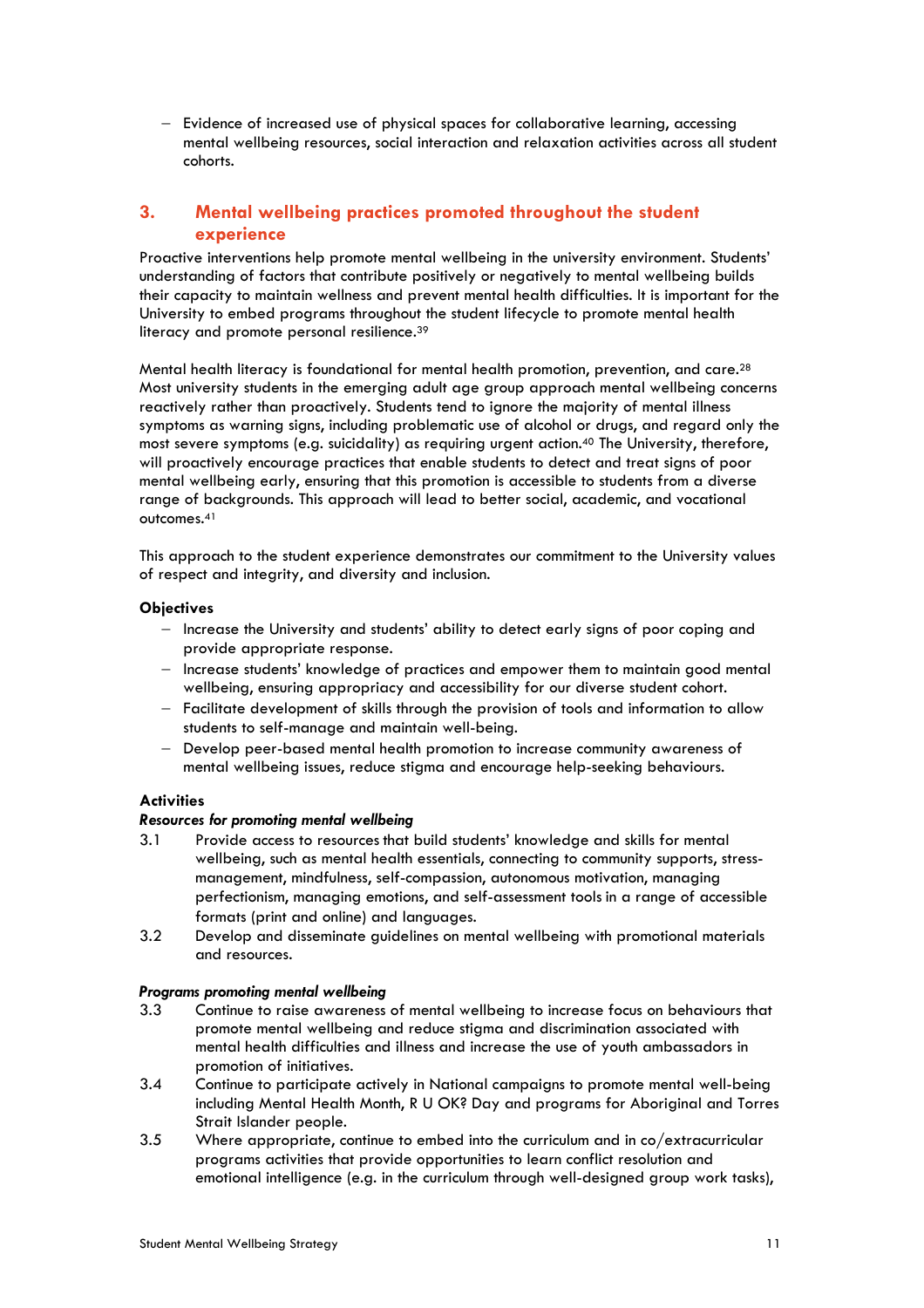- Evidence of increased use of physical spaces for collaborative learning, accessing mental wellbeing resources, social interaction and relaxation activities across all student cohorts.

## 3. Mental wellbeing practices promoted throughout the student experience

Proactive interventions help promote mental wellbeing in the university environment. Students' understanding of factors that contribute positively or negatively to mental wellbeing builds their capacity to maintain wellness and prevent mental health difficulties. It is important for the University to embed programs throughout the student lifecycle to promote mental health literacy and promote personal resilience.[39]

Mental health literacy is foundational for mental health promotion, prevention, and care.[28] Most university students in the emerging adult age group approach mental wellbeing concerns reactively rather than proactively. Students tend to ignore the majority of mental illness symptoms as warning signs, including problematic use of alcohol or drugs, and regard only the most severe symptoms (e.g. suicidality) as requiring urgent action.[40] The University, therefore, will proactively encourage practices that enable students to detect and treat signs of poor mental wellbeing early, ensuring that this promotion is accessible to students from a diverse range of backgrounds. This approach will lead to better social, academic, and vocational outcomes.[41]

This approach to the student experience demonstrates our commitment to the University values of respect and integrity, and diversity and inclusion.

### Objectives

- Increase the University and students' ability to detect early signs of poor coping and provide appropriate response.
- Increase students' knowledge of practices and empower them to maintain good mental wellbeing, ensuring appropriacy and accessibility for our diverse student cohort.
- Facilitate development of skills through the provision of tools and information to allow students to self-manage and maintain well-being.
- Develop peer-based mental health promotion to increase community awareness of mental wellbeing issues, reduce stigma and encourage help-seeking behaviours.

### Activities

***Resources for promoting mental wellbeing***

3.1 Provide access to resources that build students' knowledge and skills for mental wellbeing, such as mental health essentials, connecting to community supports, stress-management, mindfulness, self-compassion, autonomous motivation, managing perfectionism, managing emotions, and self-assessment tools in a range of accessible formats (print and online) and languages.

3.2 Develop and disseminate guidelines on mental wellbeing with promotional materials and resources.

***Programs promoting mental wellbeing***

3.3 Continue to raise awareness of mental wellbeing to increase focus on behaviours that promote mental wellbeing and reduce stigma and discrimination associated with mental health difficulties and illness and increase the use of youth ambassadors in promotion of initiatives.

3.4 Continue to participate actively in National campaigns to promote mental well-being including Mental Health Month, R U OK? Day and programs for Aboriginal and Torres Strait Islander people.

3.5 Where appropriate, continue to embed into the curriculum and in co/extracurricular programs activities that provide opportunities to learn conflict resolution and emotional intelligence (e.g. in the curriculum through well-designed group work tasks),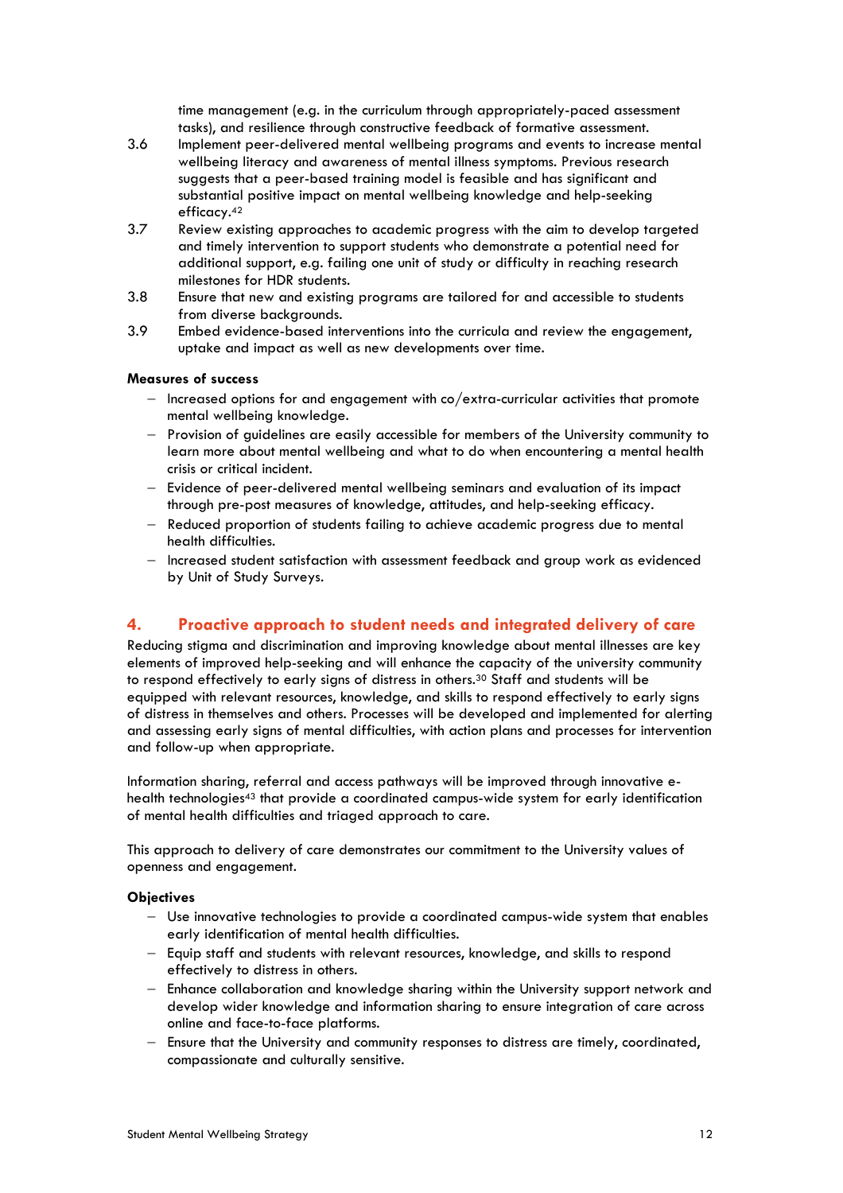time management (e.g. in the curriculum through appropriately-paced assessment tasks), and resilience through constructive feedback of formative assessment.

3.6 Implement peer-delivered mental wellbeing programs and events to increase mental wellbeing literacy and awareness of mental illness symptoms. Previous research suggests that a peer-based training model is feasible and has significant and substantial positive impact on mental wellbeing knowledge and help-seeking efficacy.[42]

3.7 Review existing approaches to academic progress with the aim to develop targeted and timely intervention to support students who demonstrate a potential need for additional support, e.g. failing one unit of study or difficulty in reaching research milestones for HDR students.

3.8 Ensure that new and existing programs are tailored for and accessible to students from diverse backgrounds.

3.9 Embed evidence-based interventions into the curricula and review the engagement, uptake and impact as well as new developments over time.

**Measures of success**

- Increased options for and engagement with co/extra-curricular activities that promote mental wellbeing knowledge.
- Provision of guidelines are easily accessible for members of the University community to learn more about mental wellbeing and what to do when encountering a mental health crisis or critical incident.
- Evidence of peer-delivered mental wellbeing seminars and evaluation of its impact through pre-post measures of knowledge, attitudes, and help-seeking efficacy.
- Reduced proportion of students failing to achieve academic progress due to mental health difficulties.
- Increased student satisfaction with assessment feedback and group work as evidenced by Unit of Study Surveys.

## 4. Proactive approach to student needs and integrated delivery of care

Reducing stigma and discrimination and improving knowledge about mental illnesses are key elements of improved help-seeking and will enhance the capacity of the university community to respond effectively to early signs of distress in others.[30] Staff and students will be equipped with relevant resources, knowledge, and skills to respond effectively to early signs of distress in themselves and others. Processes will be developed and implemented for alerting and assessing early signs of mental difficulties, with action plans and processes for intervention and follow-up when appropriate.

Information sharing, referral and access pathways will be improved through innovative e-health technologies[43] that provide a coordinated campus-wide system for early identification of mental health difficulties and triaged approach to care.

This approach to delivery of care demonstrates our commitment to the University values of openness and engagement.

**Objectives**

- Use innovative technologies to provide a coordinated campus-wide system that enables early identification of mental health difficulties.
- Equip staff and students with relevant resources, knowledge, and skills to respond effectively to distress in others.
- Enhance collaboration and knowledge sharing within the University support network and develop wider knowledge and information sharing to ensure integration of care across online and face-to-face platforms.
- Ensure that the University and community responses to distress are timely, coordinated, compassionate and culturally sensitive.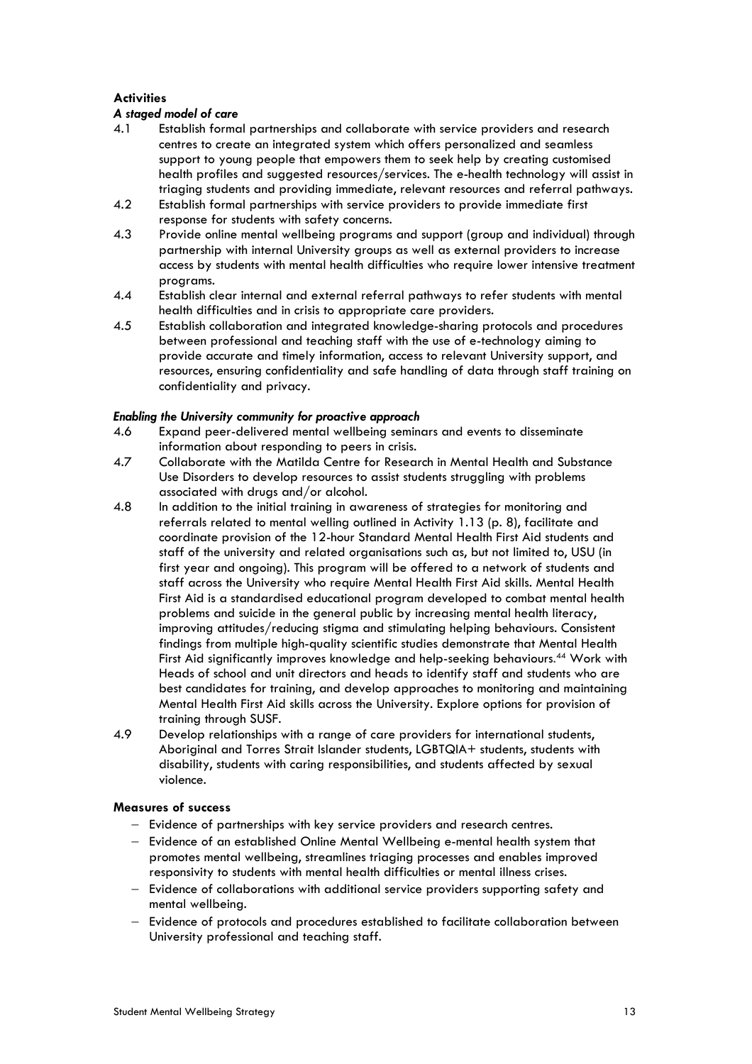**Activities**

***A staged model of care***

4.1 Establish formal partnerships and collaborate with service providers and research centres to create an integrated system which offers personalized and seamless support to young people that empowers them to seek help by creating customised health profiles and suggested resources/services. The e-health technology will assist in triaging students and providing immediate, relevant resources and referral pathways.

4.2 Establish formal partnerships with service providers to provide immediate first response for students with safety concerns.

4.3 Provide online mental wellbeing programs and support (group and individual) through partnership with internal University groups as well as external providers to increase access by students with mental health difficulties who require lower intensive treatment programs.

4.4 Establish clear internal and external referral pathways to refer students with mental health difficulties and in crisis to appropriate care providers.

4.5 Establish collaboration and integrated knowledge-sharing protocols and procedures between professional and teaching staff with the use of e-technology aiming to provide accurate and timely information, access to relevant University support, and resources, ensuring confidentiality and safe handling of data through staff training on confidentiality and privacy.

***Enabling the University community for proactive approach***

4.6 Expand peer-delivered mental wellbeing seminars and events to disseminate information about responding to peers in crisis.

4.7 Collaborate with the Matilda Centre for Research in Mental Health and Substance Use Disorders to develop resources to assist students struggling with problems associated with drugs and/or alcohol.

4.8 In addition to the initial training in awareness of strategies for monitoring and referrals related to mental welling outlined in Activity 1.13 (p. 8), facilitate and coordinate provision of the 12-hour Standard Mental Health First Aid students and staff of the university and related organisations such as, but not limited to, USU (in first year and ongoing). This program will be offered to a network of students and staff across the University who require Mental Health First Aid skills. Mental Health First Aid is a standardised educational program developed to combat mental health problems and suicide in the general public by increasing mental health literacy, improving attitudes/reducing stigma and stimulating helping behaviours. Consistent findings from multiple high-quality scientific studies demonstrate that Mental Health First Aid significantly improves knowledge and help-seeking behaviours.[44] Work with Heads of school and unit directors and heads to identify staff and students who are best candidates for training, and develop approaches to monitoring and maintaining Mental Health First Aid skills across the University. Explore options for provision of training through SUSF.

4.9 Develop relationships with a range of care providers for international students, Aboriginal and Torres Strait Islander students, LGBTQIA+ students, students with disability, students with caring responsibilities, and students affected by sexual violence.

**Measures of success**

- Evidence of partnerships with key service providers and research centres.
- Evidence of an established Online Mental Wellbeing e-mental health system that promotes mental wellbeing, streamlines triaging processes and enables improved responsivity to students with mental health difficulties or mental illness crises.
- Evidence of collaborations with additional service providers supporting safety and mental wellbeing.
- Evidence of protocols and procedures established to facilitate collaboration between University professional and teaching staff.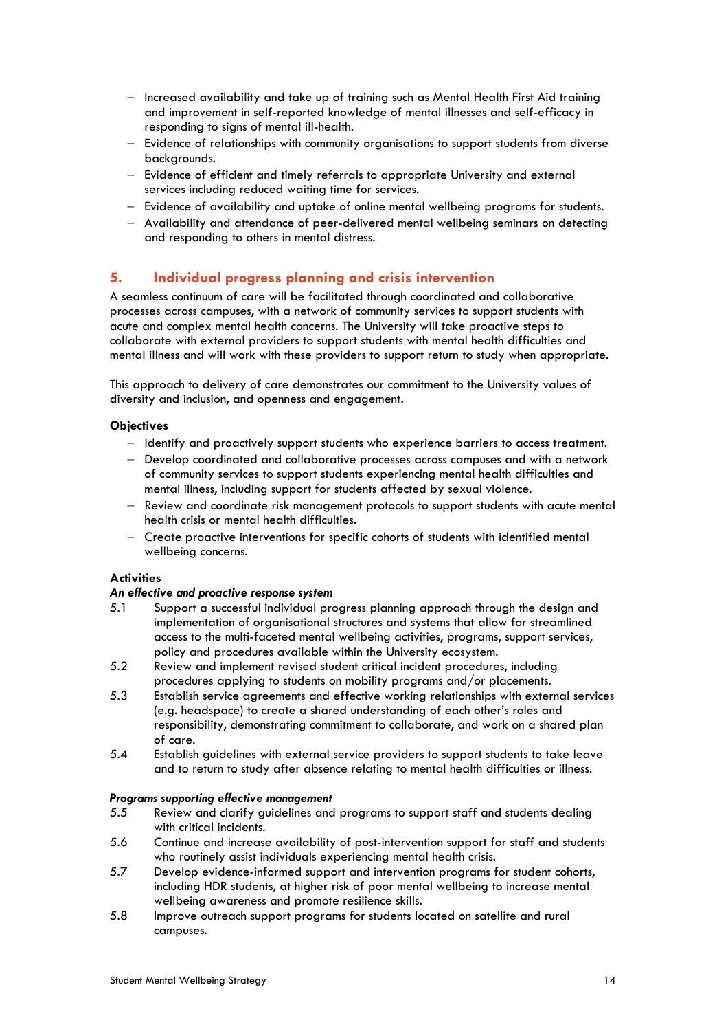- Increased availability and take up of training such as Mental Health First Aid training and improvement in self-reported knowledge of mental illnesses and self-efficacy in responding to signs of mental ill-health.
- Evidence of relationships with community organisations to support students from diverse backgrounds.
- Evidence of efficient and timely referrals to appropriate University and external services including reduced waiting time for services.
- Evidence of availability and uptake of online mental wellbeing programs for students.
- Availability and attendance of peer-delivered mental wellbeing seminars on detecting and responding to others in mental distress.

## 5. Individual progress planning and crisis intervention

A seamless continuum of care will be facilitated through coordinated and collaborative processes across campuses, with a network of community services to support students with acute and complex mental health concerns. The University will take proactive steps to collaborate with external providers to support students with mental health difficulties and mental illness and will work with these providers to support return to study when appropriate.

This approach to delivery of care demonstrates our commitment to the University values of diversity and inclusion, and openness and engagement.

### Objectives

- Identify and proactively support students who experience barriers to access treatment.
- Develop coordinated and collaborative processes across campuses and with a network of community services to support students experiencing mental health difficulties and mental illness, including support for students affected by sexual violence.
- Review and coordinate risk management protocols to support students with acute mental health crisis or mental health difficulties.
- Create proactive interventions for specific cohorts of students with identified mental wellbeing concerns.

### Activities

***An effective and proactive response system***

5.1 Support a successful individual progress planning approach through the design and implementation of organisational structures and systems that allow for streamlined access to the multi-faceted mental wellbeing activities, programs, support services, policy and procedures available within the University ecosystem.

5.2 Review and implement revised student critical incident procedures, including procedures applying to students on mobility programs and/or placements.

5.3 Establish service agreements and effective working relationships with external services (e.g. headspace) to create a shared understanding of each other's roles and responsibility, demonstrating commitment to collaborate, and work on a shared plan of care.

5.4 Establish guidelines with external service providers to support students to take leave and to return to study after absence relating to mental health difficulties or illness.

***Programs supporting effective management***

5.5 Review and clarify guidelines and programs to support staff and students dealing with critical incidents.

5.6 Continue and increase availability of post-intervention support for staff and students who routinely assist individuals experiencing mental health crisis.

5.7 Develop evidence-informed support and intervention programs for student cohorts, including HDR students, at higher risk of poor mental wellbeing to increase mental wellbeing awareness and promote resilience skills.

5.8 Improve outreach support programs for students located on satellite and rural campuses.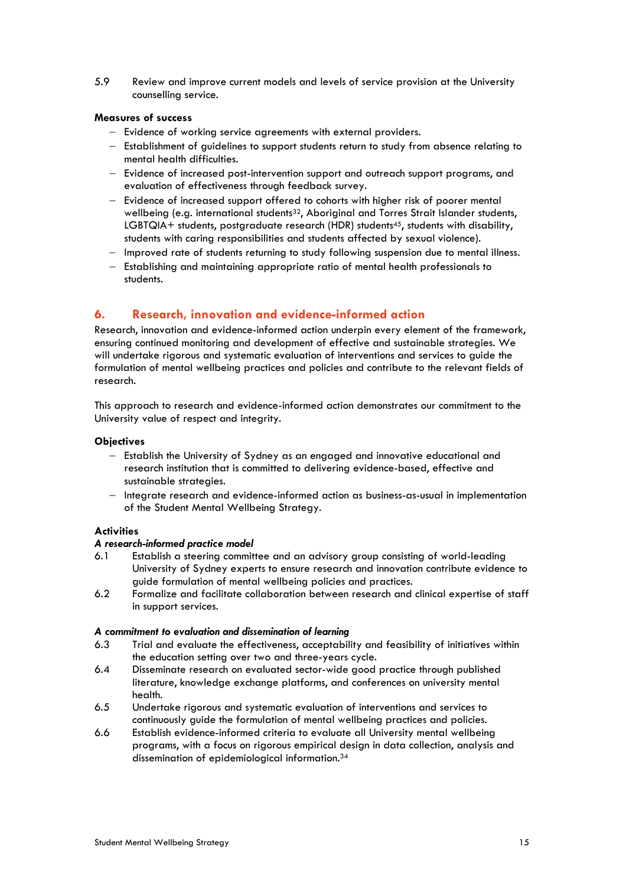5.9 Review and improve current models and levels of service provision at the University counselling service.

**Measures of success**

- Evidence of working service agreements with external providers.
- Establishment of guidelines to support students return to study from absence relating to mental health difficulties.
- Evidence of increased post-intervention support and outreach support programs, and evaluation of effectiveness through feedback survey.
- Evidence of increased support offered to cohorts with higher risk of poorer mental wellbeing (e.g. international students[32], Aboriginal and Torres Strait Islander students, LGBTQIA+ students, postgraduate research (HDR) students[45], students with disability, students with caring responsibilities and students affected by sexual violence).
- Improved rate of students returning to study following suspension due to mental illness.
- Establishing and maintaining appropriate ratio of mental health professionals to students.

## 6. Research, innovation and evidence-informed action

Research, innovation and evidence-informed action underpin every element of the framework, ensuring continued monitoring and development of effective and sustainable strategies. We will undertake rigorous and systematic evaluation of interventions and services to guide the formulation of mental wellbeing practices and policies and contribute to the relevant fields of research.

This approach to research and evidence-informed action demonstrates our commitment to the University value of respect and integrity.

**Objectives**

- Establish the University of Sydney as an engaged and innovative educational and research institution that is committed to delivering evidence-based, effective and sustainable strategies.
- Integrate research and evidence-informed action as business-as-usual in implementation of the Student Mental Wellbeing Strategy.

**Activities**

***A research-informed practice model***

6.1 Establish a steering committee and an advisory group consisting of world-leading University of Sydney experts to ensure research and innovation contribute evidence to guide formulation of mental wellbeing policies and practices.

6.2 Formalize and facilitate collaboration between research and clinical expertise of staff in support services.

***A commitment to evaluation and dissemination of learning***

6.3 Trial and evaluate the effectiveness, acceptability and feasibility of initiatives within the education setting over two and three-years cycle.

6.4 Disseminate research on evaluated sector-wide good practice through published literature, knowledge exchange platforms, and conferences on university mental health.

6.5 Undertake rigorous and systematic evaluation of interventions and services to continuously guide the formulation of mental wellbeing practices and policies.

6.6 Establish evidence-informed criteria to evaluate all University mental wellbeing programs, with a focus on rigorous empirical design in data collection, analysis and dissemination of epidemiological information.[34]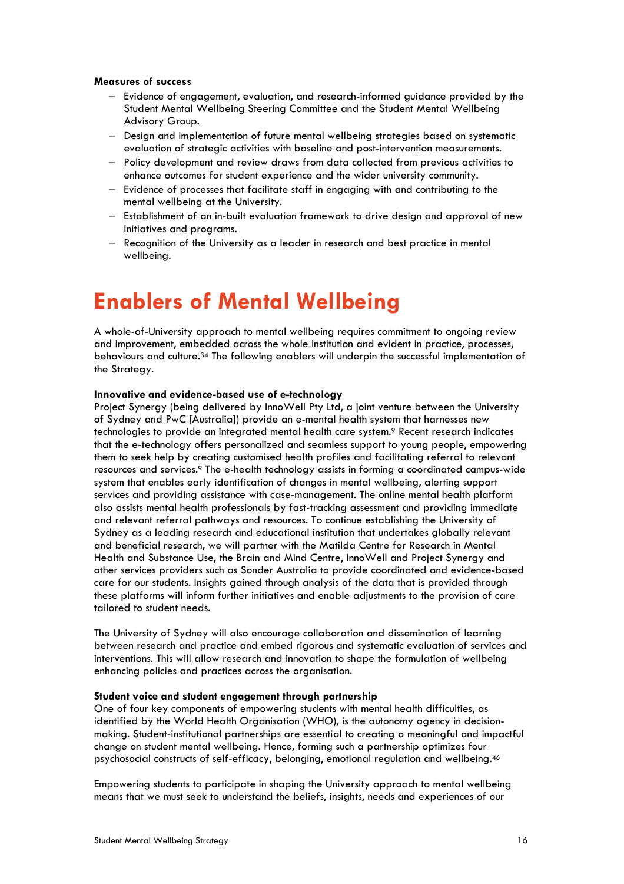**Measures of success**

- Evidence of engagement, evaluation, and research-informed guidance provided by the Student Mental Wellbeing Steering Committee and the Student Mental Wellbeing Advisory Group.
- Design and implementation of future mental wellbeing strategies based on systematic evaluation of strategic activities with baseline and post-intervention measurements.
- Policy development and review draws from data collected from previous activities to enhance outcomes for student experience and the wider university community.
- Evidence of processes that facilitate staff in engaging with and contributing to the mental wellbeing at the University.
- Establishment of an in-built evaluation framework to drive design and approval of new initiatives and programs.
- Recognition of the University as a leader in research and best practice in mental wellbeing.

# Enablers of Mental Wellbeing

A whole-of-University approach to mental wellbeing requires commitment to ongoing review and improvement, embedded across the whole institution and evident in practice, processes, behaviours and culture.[34] The following enablers will underpin the successful implementation of the Strategy.

**Innovative and evidence-based use of e-technology**

Project Synergy (being delivered by InnoWell Pty Ltd, a joint venture between the University of Sydney and PwC [Australia]) provide an e-mental health system that harnesses new technologies to provide an integrated mental health care system.[9] Recent research indicates that the e-technology offers personalized and seamless support to young people, empowering them to seek help by creating customised health profiles and facilitating referral to relevant resources and services.[9] The e-health technology assists in forming a coordinated campus-wide system that enables early identification of changes in mental wellbeing, alerting support services and providing assistance with case-management. The online mental health platform also assists mental health professionals by fast-tracking assessment and providing immediate and relevant referral pathways and resources. To continue establishing the University of Sydney as a leading research and educational institution that undertakes globally relevant and beneficial research, we will partner with the Matilda Centre for Research in Mental Health and Substance Use, the Brain and Mind Centre, InnoWell and Project Synergy and other services providers such as Sonder Australia to provide coordinated and evidence-based care for our students. Insights gained through analysis of the data that is provided through these platforms will inform further initiatives and enable adjustments to the provision of care tailored to student needs.

The University of Sydney will also encourage collaboration and dissemination of learning between research and practice and embed rigorous and systematic evaluation of services and interventions. This will allow research and innovation to shape the formulation of wellbeing enhancing policies and practices across the organisation.

**Student voice and student engagement through partnership**

One of four key components of empowering students with mental health difficulties, as identified by the World Health Organisation (WHO), is the autonomy agency in decision-making. Student-institutional partnerships are essential to creating a meaningful and impactful change on student mental wellbeing. Hence, forming such a partnership optimizes four psychosocial constructs of self-efficacy, belonging, emotional regulation and wellbeing.[46]

Empowering students to participate in shaping the University approach to mental wellbeing means that we must seek to understand the beliefs, insights, needs and experiences of our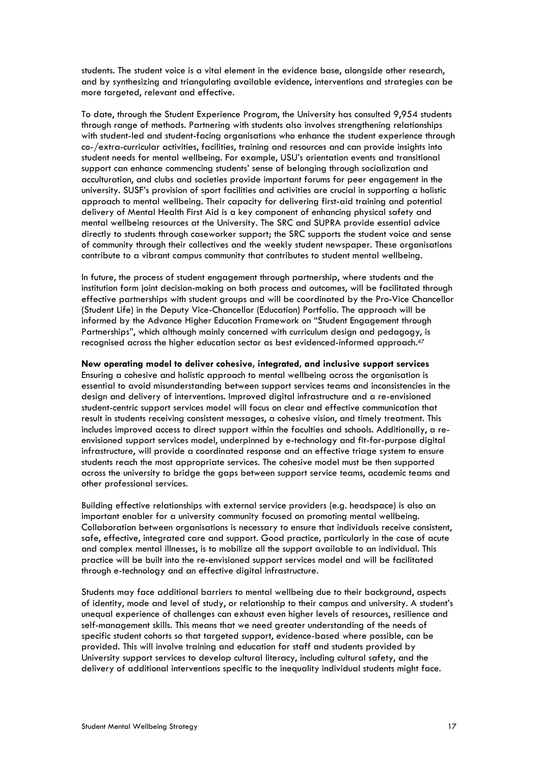students. The student voice is a vital element in the evidence base, alongside other research, and by synthesizing and triangulating available evidence, interventions and strategies can be more targeted, relevant and effective.

To date, through the Student Experience Program, the University has consulted 9,954 students through range of methods. Partnering with students also involves strengthening relationships with student-led and student-facing organisations who enhance the student experience through co-/extra-curricular activities, facilities, training and resources and can provide insights into student needs for mental wellbeing. For example, USU's orientation events and transitional support can enhance commencing students' sense of belonging through socialization and acculturation, and clubs and societies provide important forums for peer engagement in the university. SUSF's provision of sport facilities and activities are crucial in supporting a holistic approach to mental wellbeing. Their capacity for delivering first-aid training and potential delivery of Mental Health First Aid is a key component of enhancing physical safety and mental wellbeing resources at the University. The SRC and SUPRA provide essential advice directly to students through caseworker support; the SRC supports the student voice and sense of community through their collectives and the weekly student newspaper. These organisations contribute to a vibrant campus community that contributes to student mental wellbeing.

In future, the process of student engagement through partnership, where students and the institution form joint decision-making on both process and outcomes, will be facilitated through effective partnerships with student groups and will be coordinated by the Pro-Vice Chancellor (Student Life) in the Deputy Vice-Chancellor (Education) Portfolio. The approach will be informed by the Advance Higher Education Framework on "Student Engagement through Partnerships", which although mainly concerned with curriculum design and pedagogy, is recognised across the higher education sector as best evidenced-informed approach.[47]

**New operating model to deliver cohesive, integrated, and inclusive support services**
Ensuring a cohesive and holistic approach to mental wellbeing across the organisation is essential to avoid misunderstanding between support services teams and inconsistencies in the design and delivery of interventions. Improved digital infrastructure and a re-envisioned student-centric support services model will focus on clear and effective communication that result in students receiving consistent messages, a cohesive vision, and timely treatment. This includes improved access to direct support within the faculties and schools. Additionally, a re-envisioned support services model, underpinned by e-technology and fit-for-purpose digital infrastructure, will provide a coordinated response and an effective triage system to ensure students reach the most appropriate services. The cohesive model must be then supported across the university to bridge the gaps between support service teams, academic teams and other professional services.

Building effective relationships with external service providers (e.g. headspace) is also an important enabler for a university community focused on promoting mental wellbeing. Collaboration between organisations is necessary to ensure that individuals receive consistent, safe, effective, integrated care and support. Good practice, particularly in the case of acute and complex mental illnesses, is to mobilize all the support available to an individual. This practice will be built into the re-envisioned support services model and will be facilitated through e-technology and an effective digital infrastructure.

Students may face additional barriers to mental wellbeing due to their background, aspects of identity, mode and level of study, or relationship to their campus and university. A student's unequal experience of challenges can exhaust even higher levels of resources, resilience and self-management skills. This means that we need greater understanding of the needs of specific student cohorts so that targeted support, evidence-based where possible, can be provided. This will involve training and education for staff and students provided by University support services to develop cultural literacy, including cultural safety, and the delivery of additional interventions specific to the inequality individual students might face.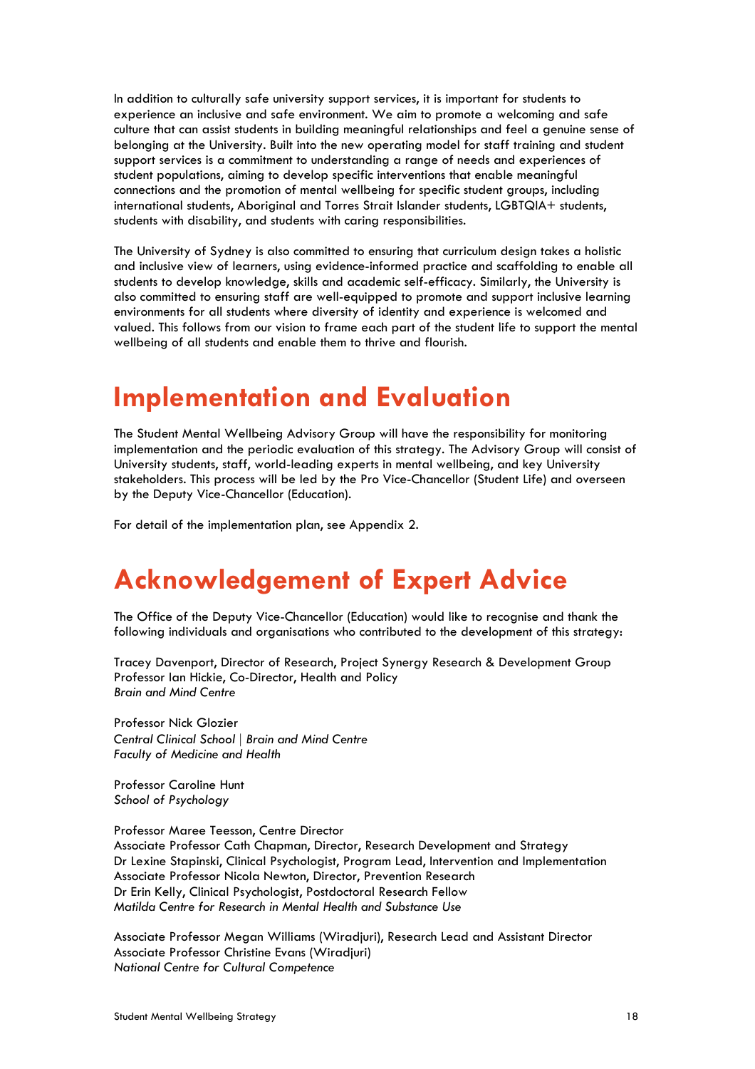In addition to culturally safe university support services, it is important for students to experience an inclusive and safe environment. We aim to promote a welcoming and safe culture that can assist students in building meaningful relationships and feel a genuine sense of belonging at the University. Built into the new operating model for staff training and student support services is a commitment to understanding a range of needs and experiences of student populations, aiming to develop specific interventions that enable meaningful connections and the promotion of mental wellbeing for specific student groups, including international students, Aboriginal and Torres Strait Islander students, LGBTQIA+ students, students with disability, and students with caring responsibilities.

The University of Sydney is also committed to ensuring that curriculum design takes a holistic and inclusive view of learners, using evidence-informed practice and scaffolding to enable all students to develop knowledge, skills and academic self-efficacy. Similarly, the University is also committed to ensuring staff are well-equipped to promote and support inclusive learning environments for all students where diversity of identity and experience is welcomed and valued. This follows from our vision to frame each part of the student life to support the mental wellbeing of all students and enable them to thrive and flourish.

# Implementation and Evaluation

The Student Mental Wellbeing Advisory Group will have the responsibility for monitoring implementation and the periodic evaluation of this strategy. The Advisory Group will consist of University students, staff, world-leading experts in mental wellbeing, and key University stakeholders. This process will be led by the Pro Vice-Chancellor (Student Life) and overseen by the Deputy Vice-Chancellor (Education).

For detail of the implementation plan, see Appendix 2.

# Acknowledgement of Expert Advice

The Office of the Deputy Vice-Chancellor (Education) would like to recognise and thank the following individuals and organisations who contributed to the development of this strategy:

Tracey Davenport, Director of Research, Project Synergy Research & Development Group
Professor Ian Hickie, Co-Director, Health and Policy
*Brain and Mind Centre*

Professor Nick Glozier
*Central Clinical School | Brain and Mind Centre*
*Faculty of Medicine and Health*

Professor Caroline Hunt
*School of Psychology*

Professor Maree Teesson, Centre Director
Associate Professor Cath Chapman, Director, Research Development and Strategy
Dr Lexine Stapinski, Clinical Psychologist, Program Lead, Intervention and Implementation
Associate Professor Nicola Newton, Director, Prevention Research
Dr Erin Kelly, Clinical Psychologist, Postdoctoral Research Fellow
*Matilda Centre for Research in Mental Health and Substance Use*

Associate Professor Megan Williams (Wiradjuri), Research Lead and Assistant Director
Associate Professor Christine Evans (Wiradjuri)
*National Centre for Cultural Competence*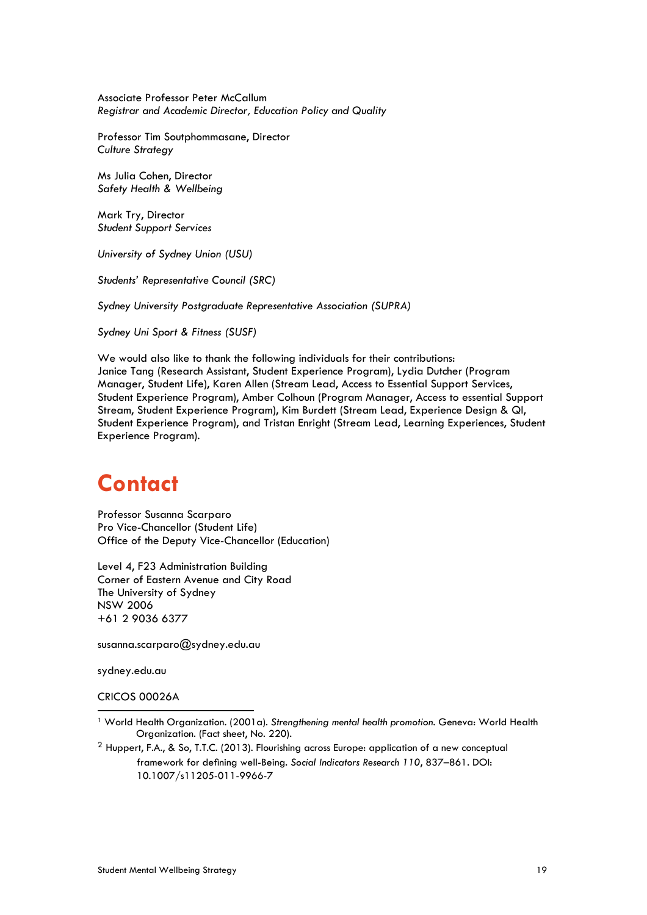Associate Professor Peter McCallum
*Registrar and Academic Director, Education Policy and Quality*

Professor Tim Soutphommasane, Director
*Culture Strategy*

Ms Julia Cohen, Director
*Safety Health & Wellbeing*

Mark Try, Director
*Student Support Services*

*University of Sydney Union (USU)*

*Students' Representative Council (SRC)*

*Sydney University Postgraduate Representative Association (SUPRA)*

*Sydney Uni Sport & Fitness (SUSF)*

We would also like to thank the following individuals for their contributions:
Janice Tang (Research Assistant, Student Experience Program), Lydia Dutcher (Program Manager, Student Life), Karen Allen (Stream Lead, Access to Essential Support Services, Student Experience Program), Amber Colhoun (Program Manager, Access to essential Support Stream, Student Experience Program), Kim Burdett (Stream Lead, Experience Design & QI, Student Experience Program), and Tristan Enright (Stream Lead, Learning Experiences, Student Experience Program).

# Contact

Professor Susanna Scarparo
Pro Vice-Chancellor (Student Life)
Office of the Deputy Vice-Chancellor (Education)

Level 4, F23 Administration Building
Corner of Eastern Avenue and City Road
The University of Sydney
NSW 2006
+61 2 9036 6377

susanna.scarparo@sydney.edu.au

sydney.edu.au

CRICOS 00026A

---

[1] World Health Organization. (2001a). *Strengthening mental health promotion*. Geneva: World Health Organization. (Fact sheet, No. 220).

[2] Huppert, F.A., & So, T.T.C. (2013). Flourishing across Europe: application of a new conceptual framework for defining well-Being. *Social Indicators Research 110*, 837–861. DOI: 10.1007/s11205-011-9966-7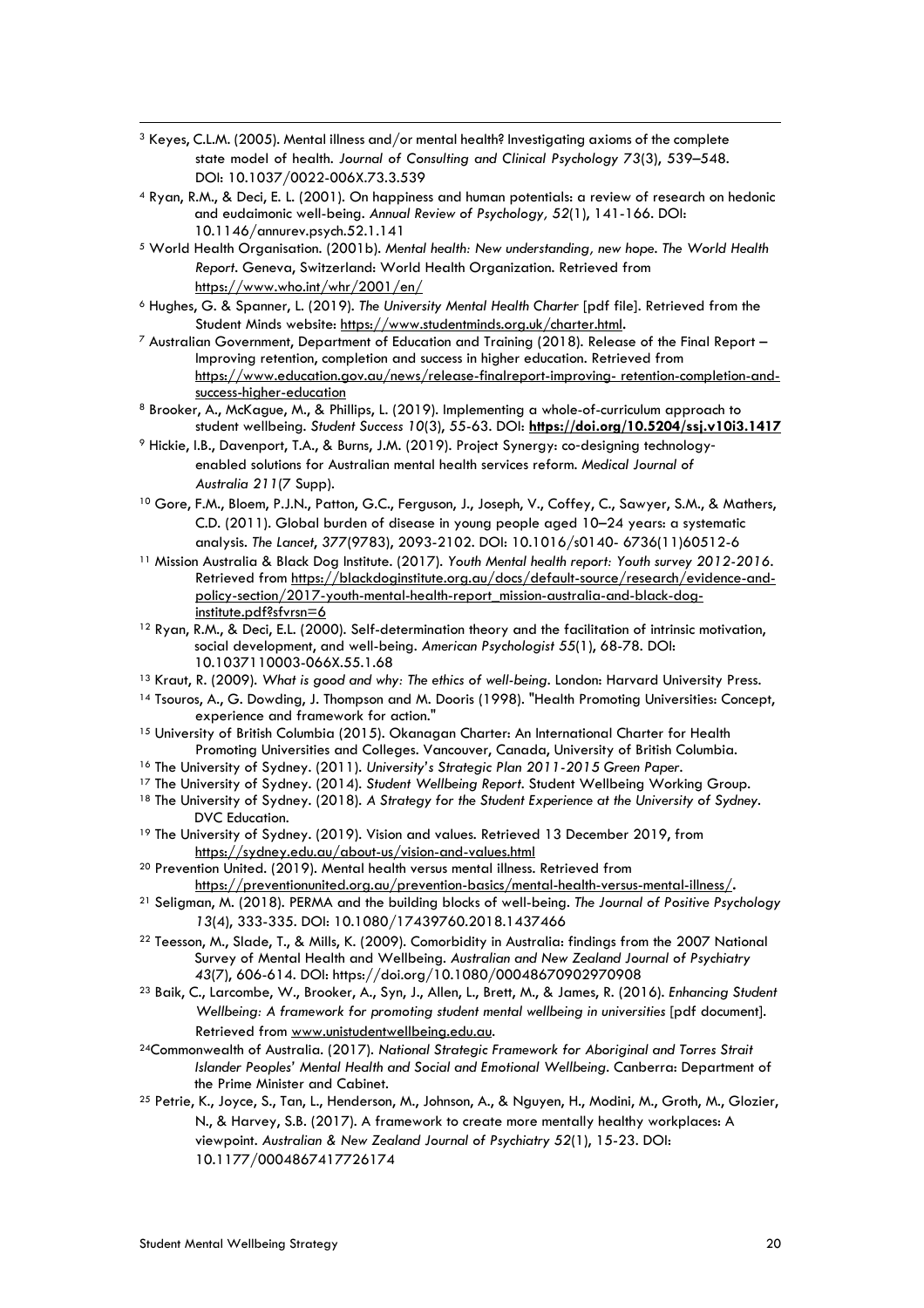[3] Keyes, C.L.M. (2005). Mental illness and/or mental health? Investigating axioms of the complete state model of health. *Journal of Consulting and Clinical Psychology 73*(3), 539–548. DOI: 10.1037/0022-006X.73.3.539

[4] Ryan, R.M., & Deci, E. L. (2001). On happiness and human potentials: a review of research on hedonic and eudaimonic well-being. *Annual Review of Psychology, 52*(1), 141-166. DOI: 10.1146/annurev.psych.52.1.141

[5] World Health Organisation. (2001b). *Mental health: New understanding, new hope. The World Health Report*. Geneva, Switzerland: World Health Organization. Retrieved from https://www.who.int/whr/2001/en/

[6] Hughes, G. & Spanner, L. (2019). *The University Mental Health Charter* [pdf file]. Retrieved from the Student Minds website: https://www.studentminds.org.uk/charter.html.

[7] Australian Government, Department of Education and Training (2018). Release of the Final Report – Improving retention, completion and success in higher education. Retrieved from https://www.education.gov.au/news/release-finalreport-improving- retention-completion-and-success-higher-education

[8] Brooker, A., McKague, M., & Phillips, L. (2019). Implementing a whole-of-curriculum approach to student wellbeing. *Student Success 10*(3), 55-63. DOI: **https://doi.org/10.5204/ssj.v10i3.1417**

[9] Hickie, I.B., Davenport, T.A., & Burns, J.M. (2019). Project Synergy: co-designing technology-enabled solutions for Australian mental health services reform. *Medical Journal of Australia 211*(7 Supp).

[10] Gore, F.M., Bloem, P.J.N., Patton, G.C., Ferguson, J., Joseph, V., Coffey, C., Sawyer, S.M., & Mathers, C.D. (2011). Global burden of disease in young people aged 10–24 years: a systematic analysis. *The Lancet*, *377*(9783), 2093-2102. DOI: 10.1016/s0140- 6736(11)60512-6

[11] Mission Australia & Black Dog Institute. (2017). *Youth Mental health report: Youth survey 2012-2016*. Retrieved from https://blackdoginstitute.org.au/docs/default-source/research/evidence-and-policy-section/2017-youth-mental-health-report_mission-australia-and-black-dog-institute.pdf?sfvrsn=6

[12] Ryan, R.M., & Deci, E.L. (2000). Self-determination theory and the facilitation of intrinsic motivation, social development, and well-being. *American Psychologist 55*(1), 68-78. DOI: 10.1037110003-066X.55.1.68

[13] Kraut, R. (2009). *What is good and why: The ethics of well-being*. London: Harvard University Press.

[14] Tsouros, A., G. Dowding, J. Thompson and M. Dooris (1998). "Health Promoting Universities: Concept, experience and framework for action."

[15] University of British Columbia (2015). Okanagan Charter: An International Charter for Health Promoting Universities and Colleges. Vancouver, Canada, University of British Columbia.

[16] The University of Sydney. (2011). *University's Strategic Plan 2011-2015 Green Paper*.

[17] The University of Sydney. (2014). *Student Wellbeing Report*. Student Wellbeing Working Group.

[18] The University of Sydney. (2018). *A Strategy for the Student Experience at the University of Sydney*. DVC Education.

[19] The University of Sydney. (2019). Vision and values. Retrieved 13 December 2019, from https://sydney.edu.au/about-us/vision-and-values.html

[20] Prevention United. (2019). Mental health versus mental illness. Retrieved from https://preventionunited.org.au/prevention-basics/mental-health-versus-mental-illness/.

[21] Seligman, M. (2018). PERMA and the building blocks of well-being. *The Journal of Positive Psychology 13*(4), 333-335. DOI: 10.1080/17439760.2018.1437466

[22] Teesson, M., Slade, T., & Mills, K. (2009). Comorbidity in Australia: findings from the 2007 National Survey of Mental Health and Wellbeing. *Australian and New Zealand Journal of Psychiatry 43*(7), 606-614. DOI: https://doi.org/10.1080/00048670902970908

[23] Baik, C., Larcombe, W., Brooker, A., Syn, J., Allen, L., Brett, M., & James, R. (2016). *Enhancing Student Wellbeing: A framework for promoting student mental wellbeing in universities* [pdf document]. Retrieved from www.unistudentwellbeing.edu.au.

[24] Commonwealth of Australia. (2017). *National Strategic Framework for Aboriginal and Torres Strait Islander Peoples' Mental Health and Social and Emotional Wellbeing*. Canberra: Department of the Prime Minister and Cabinet.

[25] Petrie, K., Joyce, S., Tan, L., Henderson, M., Johnson, A., & Nguyen, H., Modini, M., Groth, M., Glozier, N., & Harvey, S.B. (2017). A framework to create more mentally healthy workplaces: A viewpoint. *Australian & New Zealand Journal of Psychiatry 52*(1), 15-23. DOI: 10.1177/0004867417726174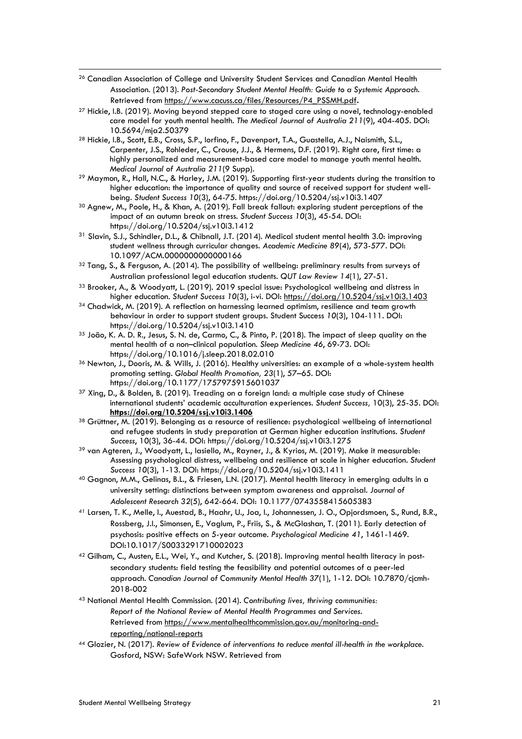[26] Canadian Association of College and University Student Services and Canadian Mental Health Association. (2013). *Post-Secondary Student Mental Health: Guide to a Systemic Approach*. Retrieved from https://www.cacuss.ca/files/Resources/P4_PSSMH.pdf.

[27] Hickie, I.B. (2019). Moving beyond stepped care to staged care using a novel, technology-enabled care model for youth mental health. *The Medical Journal of Australia 211*(9), 404-405. DOI: 10.5694/mja2.50379

[28] Hickie, I.B., Scott, E.B., Cross, S.P., Iorfino, F., Davenport, T.A., Guastella, A.J., Naismith, S.L., Carpenter, J.S., Rohleder, C., Crouse, J.J., & Hermens, D.F. (2019). Right care, first time: a highly personalized and measurement-based care model to manage youth mental health. *Medical Journal of Australia 211*(9 Supp).

[29] Maymon, R., Hall, N.C., & Harley, J.M. (2019). Supporting first-year students during the transition to higher education: the importance of quality and source of received support for student well-being. *Student Success 10*(3), 64-75. https://doi.org/10.5204/ssj.v10i3.1407

[30] Agnew, M., Poole, H., & Khan, A. (2019). Fall break fallout: exploring student perceptions of the impact of an autumn break on stress. *Student Success 10*(3), 45-54. DOI: https://doi.org/10.5204/ssj.v10i3.1412

[31] Slavin, S.J., Schindler, D.L., & Chibnall, J.T. (2014). Medical student mental health 3.0: improving student wellness through curricular changes. *Academic Medicine 89*(4), 573-577. DOI: 10.1097/ACM.0000000000000166

[32] Tang, S., & Ferguson, A. (2014). The possibility of wellbeing: preliminary results from surveys of Australian professional legal education students. *QUT Law Review 14*(1), 27-51.

[33] Brooker, A., & Woodyatt, L. (2019). 2019 special issue: Psychological wellbeing and distress in higher education. *Student Success 10*(3), i-vi. DOI: https://doi.org/10.5204/ssj.v10i3.1403

[34] Chadwick, M. (2019). A reflection on harnessing learned optimism, resilience and team growth behaviour in order to support student groups. Student Success *10*(3), 104-111. DOI: https://doi.org/10.5204/ssj.v10i3.1410

[35] João, K. A. D. R., Jesus, S. N. de, Carmo, C., & Pinto, P. (2018). The impact of sleep quality on the mental health of a non–clinical population. *Sleep Medicine 46*, 69-73. DOI: https://doi.org/10.1016/j.sleep.2018.02.010

[36] Newton, J., Dooris, M. & Wills, J. (2016). Healthy universities: an example of a whole-system health promoting setting. *Global Health Promotion, 23*(1), 57–65. DOI: https://doi.org/10.1177/1757975915601037

[37] Xing, D., & Bolden, B. (2019). Treading on a foreign land: a multiple case study of Chinese international students' academic acculturation experiences. *Student Success,* 10(3), 25-35. DOI: **https://doi.org/10.5204/ssj.v10i3.1406**

[38] Grüttner, M. (2019). Belonging as a resource of resilience: psychological wellbeing of international and refugee students in study preparation at German higher education institutions. *Student Success*, 10(3), 36-44. DOI: https://doi.org/10.5204/ssj.v10i3.1275

[39] van Agteren, J., Woodyatt, L., Iasiello, M., Rayner, J., & Kyrios, M. (2019). Make it measurable: Assessing psychological distress, wellbeing and resilience at scale in higher education. *Student Success 10*(3), 1-13. DOI: https://doi.org/10.5204/ssj.v10i3.1411

[40] Gagnon, M.M., Gelinas, B.L., & Friesen, L.N. (2017). Mental health literacy in emerging adults in a university setting: distinctions between symptom awareness and appraisal. *Journal of Adolescent Research 32*(5), 642-664. DOI: 10.1177/0743558415605383

[41] Larsen, T. K., Melle, I., Auestad, B., Haahr, U., Joa, I., Johannessen, J. O., Opjordsmoen, S., Rund, B.R., Rossberg, J.I., Simonsen, E., Vaglum, P., Friis, S., & McGlashan, T. (2011). Early detection of psychosis: positive effects on 5-year outcome. *Psychological Medicine 41*, 1461-1469. DOI:10.1017/S0033291710002023

[42] Gilham, C., Austen, E.L., Wei, Y., and Kutcher, S. (2018). Improving mental health literacy in post-secondary students: field testing the feasibility and potential outcomes of a peer-led approach. *Canadian Journal of Community Mental Health 37*(1), 1-12. DOI: 10.7870/cjcmh-2018-002

[43] National Mental Health Commission. (2014). *Contributing lives, thriving communities: Report of the National Review of Mental Health Programmes and Services*. Retrieved from https://www.mentalhealthcommission.gov.au/monitoring-and-reporting/national-reports

[44] Glozier, N. (2017). *Review of Evidence of interventions to reduce mental ill-health in the workplace.* Gosford, NSW: SafeWork NSW. Retrieved from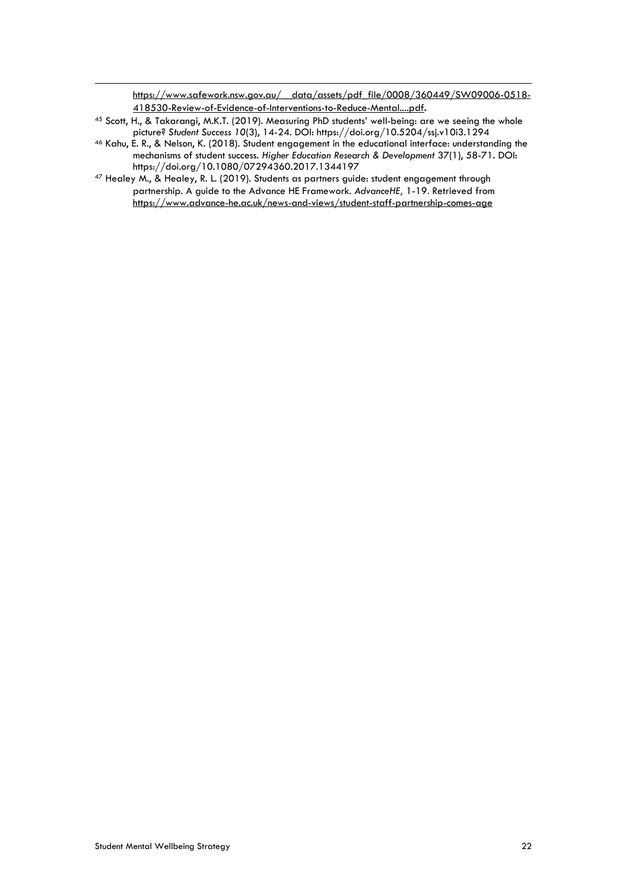https://www.safework.nsw.gov.au/__data/assets/pdf_file/0008/360449/SW09006-0518-418530-Review-of-Evidence-of-Interventions-to-Reduce-Mental....pdf.

[45] Scott, H., & Takarangi, M.K.T. (2019). Measuring PhD students' well-being: are we seeing the whole picture? *Student Success 10*(3), 14-24. DOI: https://doi.org/10.5204/ssj.v10i3.1294

[46] Kahu, E. R., & Nelson, K. (2018). Student engagement in the educational interface: understanding the mechanisms of student success. *Higher Education Research & Development* 37(1), 58-71. DOI: https://doi.org/10.1080/07294360.2017.1344197

[47] Healey M., & Healey, R. L. (2019). Students as partners guide: student engagement through partnership. A guide to the Advance HE Framework. *AdvanceHE,* 1-19. Retrieved from https://www.advance-he.ac.uk/news-and-views/student-staff-partnership-comes-age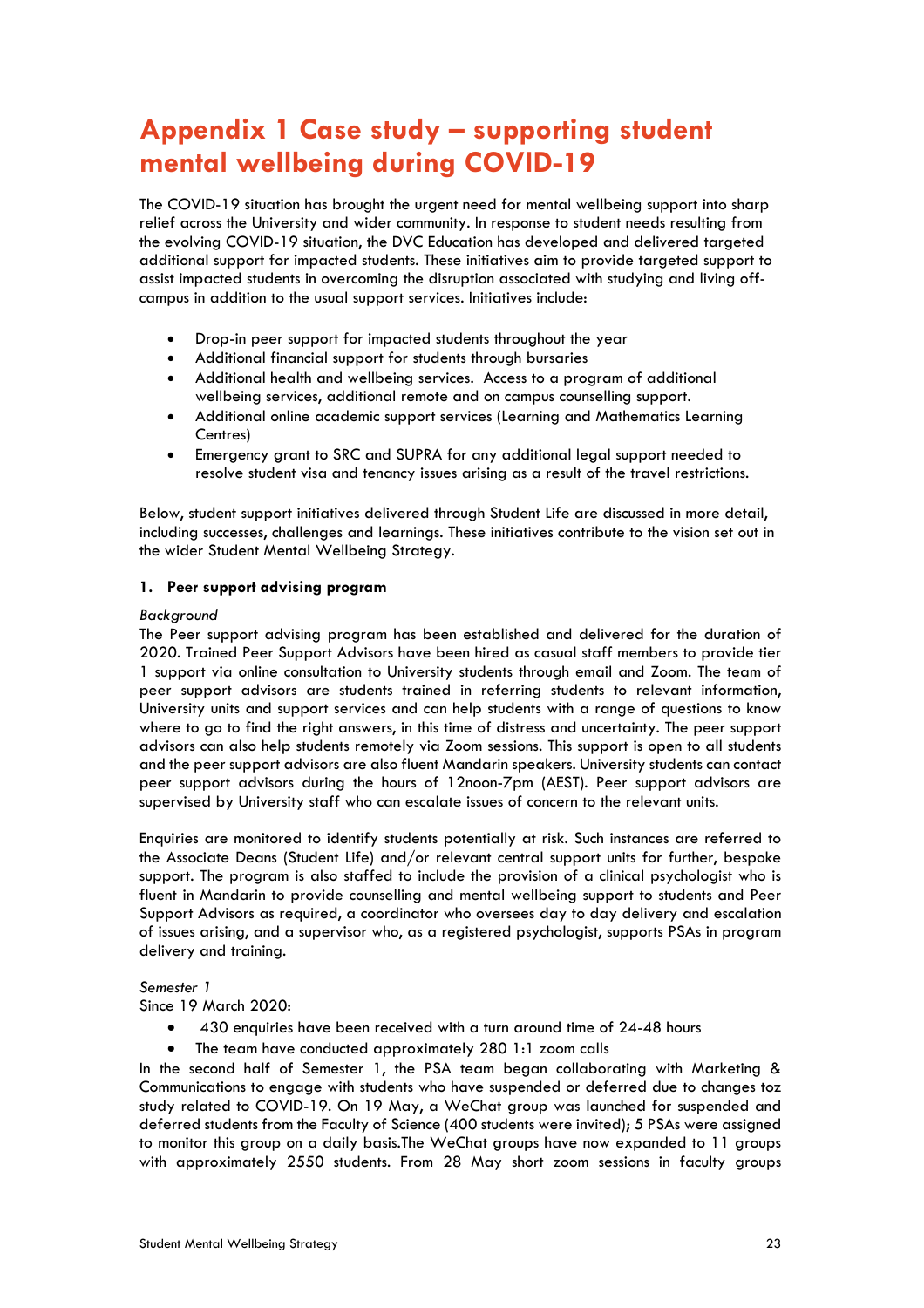# Appendix 1 Case study – supporting student mental wellbeing during COVID-19

The COVID-19 situation has brought the urgent need for mental wellbeing support into sharp relief across the University and wider community. In response to student needs resulting from the evolving COVID-19 situation, the DVC Education has developed and delivered targeted additional support for impacted students. These initiatives aim to provide targeted support to assist impacted students in overcoming the disruption associated with studying and living off-campus in addition to the usual support services. Initiatives include:

- Drop-in peer support for impacted students throughout the year
- Additional financial support for students through bursaries
- Additional health and wellbeing services. Access to a program of additional wellbeing services, additional remote and on campus counselling support.
- Additional online academic support services (Learning and Mathematics Learning Centres)
- Emergency grant to SRC and SUPRA for any additional legal support needed to resolve student visa and tenancy issues arising as a result of the travel restrictions.

Below, student support initiatives delivered through Student Life are discussed in more detail, including successes, challenges and learnings. These initiatives contribute to the vision set out in the wider Student Mental Wellbeing Strategy.

**1. Peer support advising program**

*Background*

The Peer support advising program has been established and delivered for the duration of 2020. Trained Peer Support Advisors have been hired as casual staff members to provide tier 1 support via online consultation to University students through email and Zoom. The team of peer support advisors are students trained in referring students to relevant information, University units and support services and can help students with a range of questions to know where to go to find the right answers, in this time of distress and uncertainty. The peer support advisors can also help students remotely via Zoom sessions. This support is open to all students and the peer support advisors are also fluent Mandarin speakers. University students can contact peer support advisors during the hours of 12noon-7pm (AEST). Peer support advisors are supervised by University staff who can escalate issues of concern to the relevant units.

Enquiries are monitored to identify students potentially at risk. Such instances are referred to the Associate Deans (Student Life) and/or relevant central support units for further, bespoke support. The program is also staffed to include the provision of a clinical psychologist who is fluent in Mandarin to provide counselling and mental wellbeing support to students and Peer Support Advisors as required, a coordinator who oversees day to day delivery and escalation of issues arising, and a supervisor who, as a registered psychologist, supports PSAs in program delivery and training.

*Semester 1*

Since 19 March 2020:

- 430 enquiries have been received with a turn around time of 24-48 hours
- The team have conducted approximately 280 1:1 zoom calls

In the second half of Semester 1, the PSA team began collaborating with Marketing & Communications to engage with students who have suspended or deferred due to changes toz study related to COVID-19. On 19 May, a WeChat group was launched for suspended and deferred students from the Faculty of Science (400 students were invited); 5 PSAs were assigned to monitor this group on a daily basis.The WeChat groups have now expanded to 11 groups with approximately 2550 students. From 28 May short zoom sessions in faculty groups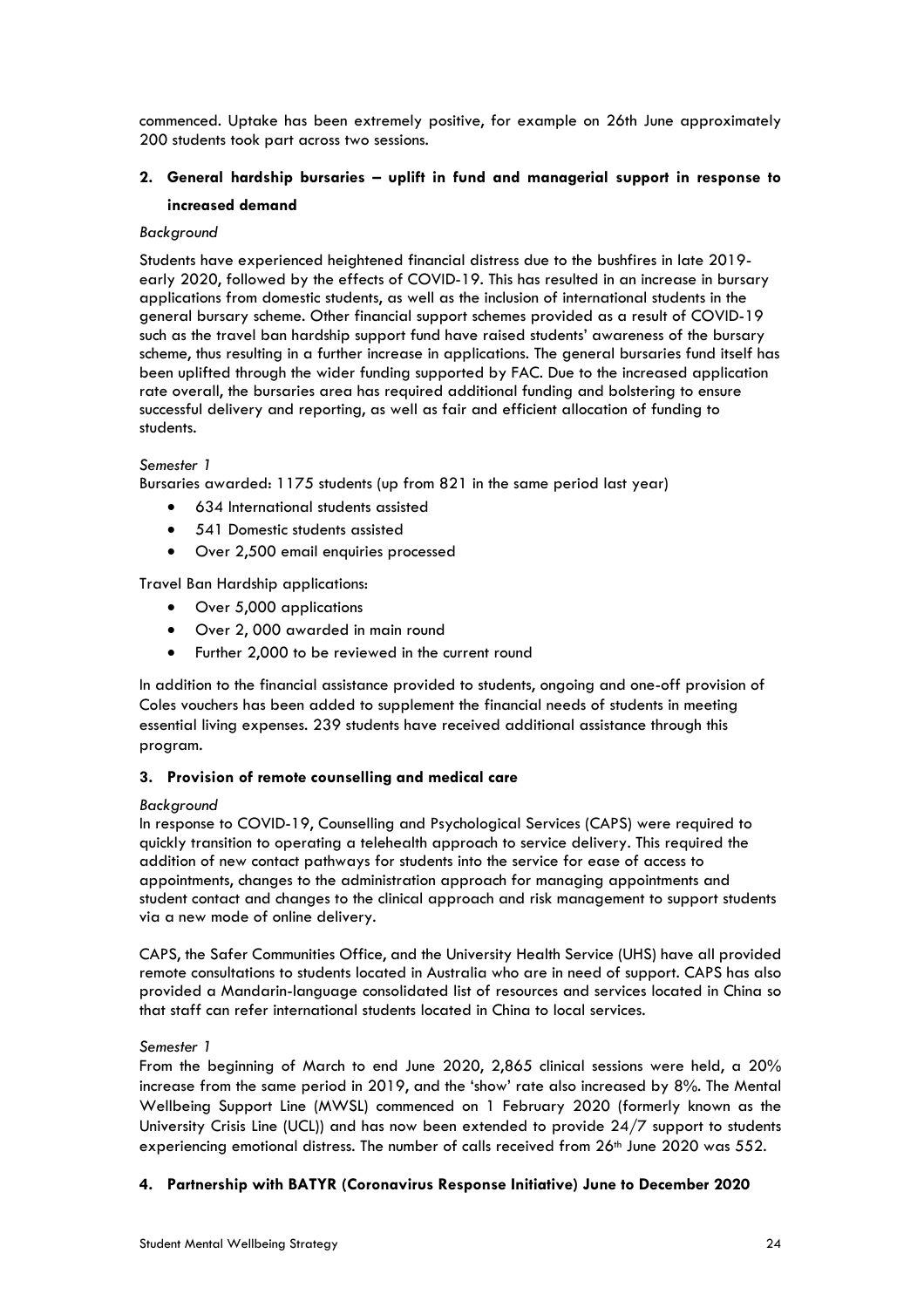commenced. Uptake has been extremely positive, for example on 26th June approximately 200 students took part across two sessions.

**2. General hardship bursaries – uplift in fund and managerial support in response to increased demand**

*Background*

Students have experienced heightened financial distress due to the bushfires in late 2019-early 2020, followed by the effects of COVID-19. This has resulted in an increase in bursary applications from domestic students, as well as the inclusion of international students in the general bursary scheme. Other financial support schemes provided as a result of COVID-19 such as the travel ban hardship support fund have raised students' awareness of the bursary scheme, thus resulting in a further increase in applications. The general bursaries fund itself has been uplifted through the wider funding supported by FAC. Due to the increased application rate overall, the bursaries area has required additional funding and bolstering to ensure successful delivery and reporting, as well as fair and efficient allocation of funding to students.

*Semester 1*

Bursaries awarded: 1175 students (up from 821 in the same period last year)

- 634 International students assisted
- 541 Domestic students assisted
- Over 2,500 email enquiries processed

Travel Ban Hardship applications:

- Over 5,000 applications
- Over 2, 000 awarded in main round
- Further 2,000 to be reviewed in the current round

In addition to the financial assistance provided to students, ongoing and one-off provision of Coles vouchers has been added to supplement the financial needs of students in meeting essential living expenses. 239 students have received additional assistance through this program.

**3. Provision of remote counselling and medical care**

*Background*

In response to COVID-19, Counselling and Psychological Services (CAPS) were required to quickly transition to operating a telehealth approach to service delivery. This required the addition of new contact pathways for students into the service for ease of access to appointments, changes to the administration approach for managing appointments and student contact and changes to the clinical approach and risk management to support students via a new mode of online delivery.

CAPS, the Safer Communities Office, and the University Health Service (UHS) have all provided remote consultations to students located in Australia who are in need of support. CAPS has also provided a Mandarin-language consolidated list of resources and services located in China so that staff can refer international students located in China to local services.

*Semester 1*

From the beginning of March to end June 2020, 2,865 clinical sessions were held, a 20% increase from the same period in 2019, and the 'show' rate also increased by 8%. The Mental Wellbeing Support Line (MWSL) commenced on 1 February 2020 (formerly known as the University Crisis Line (UCL)) and has now been extended to provide 24/7 support to students experiencing emotional distress. The number of calls received from 26th June 2020 was 552.

**4. Partnership with BATYR (Coronavirus Response Initiative) June to December 2020**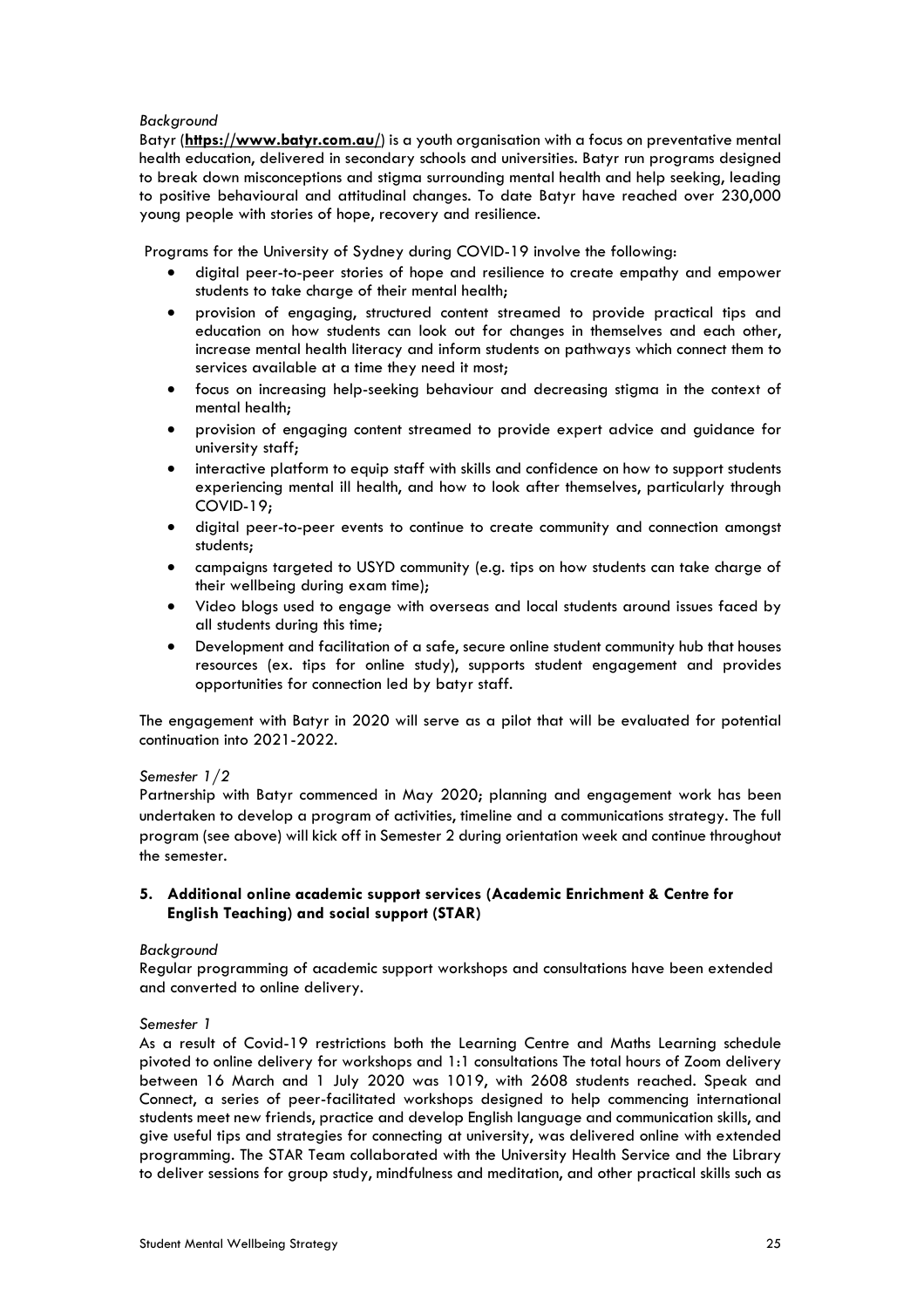*Background*

Batyr (**https://www.batyr.com.au/**) is a youth organisation with a focus on preventative mental health education, delivered in secondary schools and universities. Batyr run programs designed to break down misconceptions and stigma surrounding mental health and help seeking, leading to positive behavioural and attitudinal changes. To date Batyr have reached over 230,000 young people with stories of hope, recovery and resilience.

Programs for the University of Sydney during COVID-19 involve the following:

- digital peer-to-peer stories of hope and resilience to create empathy and empower students to take charge of their mental health;
- provision of engaging, structured content streamed to provide practical tips and education on how students can look out for changes in themselves and each other, increase mental health literacy and inform students on pathways which connect them to services available at a time they need it most;
- focus on increasing help-seeking behaviour and decreasing stigma in the context of mental health;
- provision of engaging content streamed to provide expert advice and guidance for university staff;
- interactive platform to equip staff with skills and confidence on how to support students experiencing mental ill health, and how to look after themselves, particularly through COVID-19;
- digital peer-to-peer events to continue to create community and connection amongst students;
- campaigns targeted to USYD community (e.g. tips on how students can take charge of their wellbeing during exam time);
- Video blogs used to engage with overseas and local students around issues faced by all students during this time;
- Development and facilitation of a safe, secure online student community hub that houses resources (ex. tips for online study), supports student engagement and provides opportunities for connection led by batyr staff.

The engagement with Batyr in 2020 will serve as a pilot that will be evaluated for potential continuation into 2021-2022.

*Semester 1/2*

Partnership with Batyr commenced in May 2020; planning and engagement work has been undertaken to develop a program of activities, timeline and a communications strategy. The full program (see above) will kick off in Semester 2 during orientation week and continue throughout the semester.

**5. Additional online academic support services (Academic Enrichment & Centre for English Teaching) and social support (STAR)**

*Background*

Regular programming of academic support workshops and consultations have been extended and converted to online delivery.

*Semester 1*

As a result of Covid-19 restrictions both the Learning Centre and Maths Learning schedule pivoted to online delivery for workshops and 1:1 consultations The total hours of Zoom delivery between 16 March and 1 July 2020 was 1019, with 2608 students reached. Speak and Connect, a series of peer-facilitated workshops designed to help commencing international students meet new friends, practice and develop English language and communication skills, and give useful tips and strategies for connecting at university, was delivered online with extended programming. The STAR Team collaborated with the University Health Service and the Library to deliver sessions for group study, mindfulness and meditation, and other practical skills such as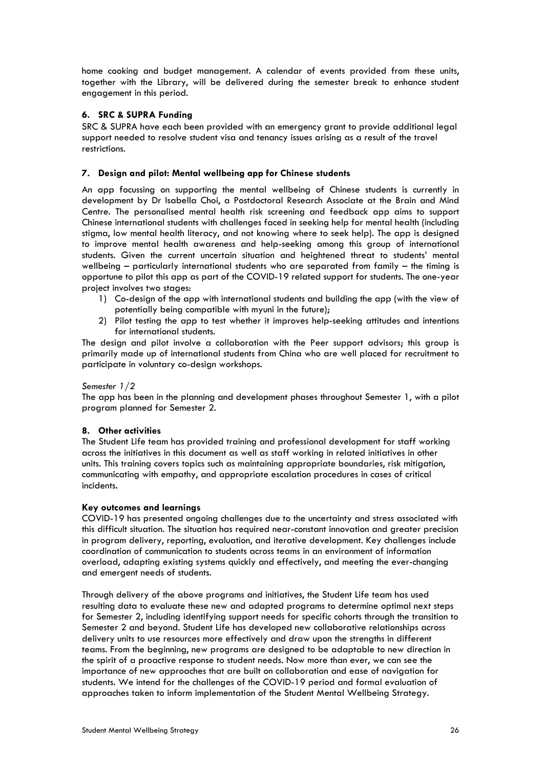home cooking and budget management. A calendar of events provided from these units, together with the Library, will be delivered during the semester break to enhance student engagement in this period.

### 6. SRC & SUPRA Funding

SRC & SUPRA have each been provided with an emergency grant to provide additional legal support needed to resolve student visa and tenancy issues arising as a result of the travel restrictions.

### 7. Design and pilot: Mental wellbeing app for Chinese students

An app focussing on supporting the mental wellbeing of Chinese students is currently in development by Dr Isabella Choi, a Postdoctoral Research Associate at the Brain and Mind Centre. The personalised mental health risk screening and feedback app aims to support Chinese international students with challenges faced in seeking help for mental health (including stigma, low mental health literacy, and not knowing where to seek help). The app is designed to improve mental health awareness and help-seeking among this group of international students. Given the current uncertain situation and heightened threat to students' mental wellbeing – particularly international students who are separated from family – the timing is opportune to pilot this app as part of the COVID-19 related support for students. The one-year project involves two stages:

1) Co-design of the app with international students and building the app (with the view of potentially being compatible with myuni in the future);
2) Pilot testing the app to test whether it improves help-seeking attitudes and intentions for international students.

The design and pilot involve a collaboration with the Peer support advisors; this group is primarily made up of international students from China who are well placed for recruitment to participate in voluntary co-design workshops.

*Semester 1/2*

The app has been in the planning and development phases throughout Semester 1, with a pilot program planned for Semester 2.

### 8. Other activities

The Student Life team has provided training and professional development for staff working across the initiatives in this document as well as staff working in related initiatives in other units. This training covers topics such as maintaining appropriate boundaries, risk mitigation, communicating with empathy, and appropriate escalation procedures in cases of critical incidents.

### Key outcomes and learnings

COVID-19 has presented ongoing challenges due to the uncertainty and stress associated with this difficult situation. The situation has required near-constant innovation and greater precision in program delivery, reporting, evaluation, and iterative development. Key challenges include coordination of communication to students across teams in an environment of information overload, adapting existing systems quickly and effectively, and meeting the ever-changing and emergent needs of students.

Through delivery of the above programs and initiatives, the Student Life team has used resulting data to evaluate these new and adapted programs to determine optimal next steps for Semester 2, including identifying support needs for specific cohorts through the transition to Semester 2 and beyond. Student Life has developed new collaborative relationships across delivery units to use resources more effectively and draw upon the strengths in different teams. From the beginning, new programs are designed to be adaptable to new direction in the spirit of a proactive response to student needs. Now more than ever, we can see the importance of new approaches that are built on collaboration and ease of navigation for students. We intend for the challenges of the COVID-19 period and formal evaluation of approaches taken to inform implementation of the Student Mental Wellbeing Strategy.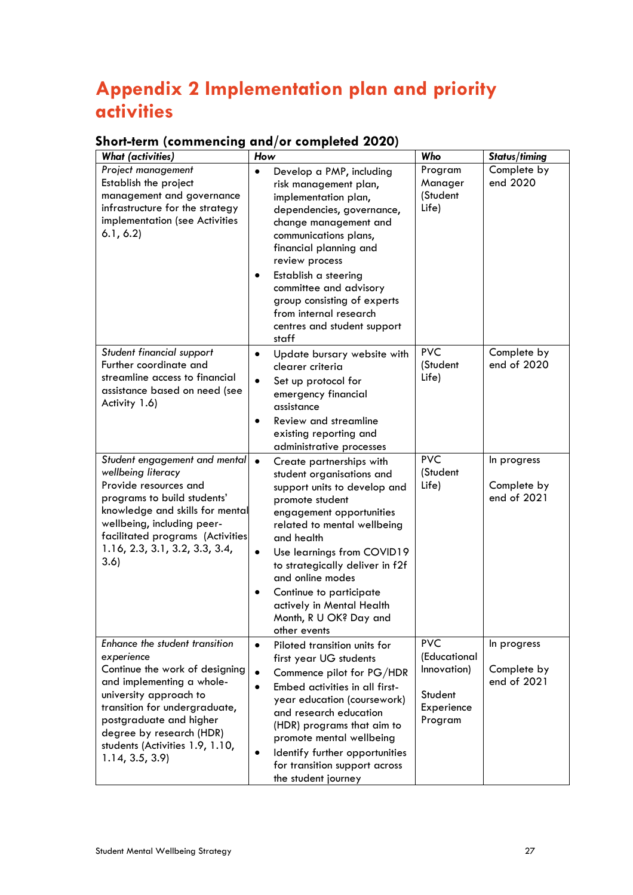# Appendix 2 Implementation plan and priority activities

## Short-term (commencing and/or completed 2020)

| *What (activities)* | *How* | *Who* | *Status/timing* |
|---|---|---|---|
| *Project management*<br>Establish the project management and governance infrastructure for the strategy implementation (see Activities 6.1, 6.2) | • Develop a PMP, including risk management plan, implementation plan, dependencies, governance, change management and communications plans, financial planning and review process<br>• Establish a steering committee and advisory group consisting of experts from internal research centres and student support staff | Program Manager (Student Life) | Complete by end 2020 |
| *Student financial support*<br>Further coordinate and streamline access to financial assistance based on need (see Activity 1.6) | • Update bursary website with clearer criteria<br>• Set up protocol for emergency financial assistance<br>• Review and streamline existing reporting and administrative processes | PVC (Student Life) | Complete by end of 2020 |
| *Student engagement and mental wellbeing literacy*<br>Provide resources and programs to build students' knowledge and skills for mental wellbeing, including peer-facilitated programs (Activities 1.16, 2.3, 3.1, 3.2, 3.3, 3.4, 3.6) | • Create partnerships with student organisations and support units to develop and promote student engagement opportunities related to mental wellbeing and health<br>• Use learnings from COVID19 to strategically deliver in f2f and online modes<br>• Continue to participate actively in Mental Health Month, R U OK? Day and other events | PVC (Student Life) | In progress<br><br>Complete by end of 2021 |
| *Enhance the student transition experience*<br>Continue the work of designing and implementing a whole-university approach to transition for undergraduate, postgraduate and higher degree by research (HDR) students (Activities 1.9, 1.10, 1.14, 3.5, 3.9) | • Piloted transition units for first year UG students<br>• Commence pilot for PG/HDR<br>• Embed activities in all first-year education (coursework) and research education (HDR) programs that aim to promote mental wellbeing<br>• Identify further opportunities for transition support across the student journey | PVC (Educational Innovation)<br><br>Student Experience Program | In progress<br><br>Complete by end of 2021 |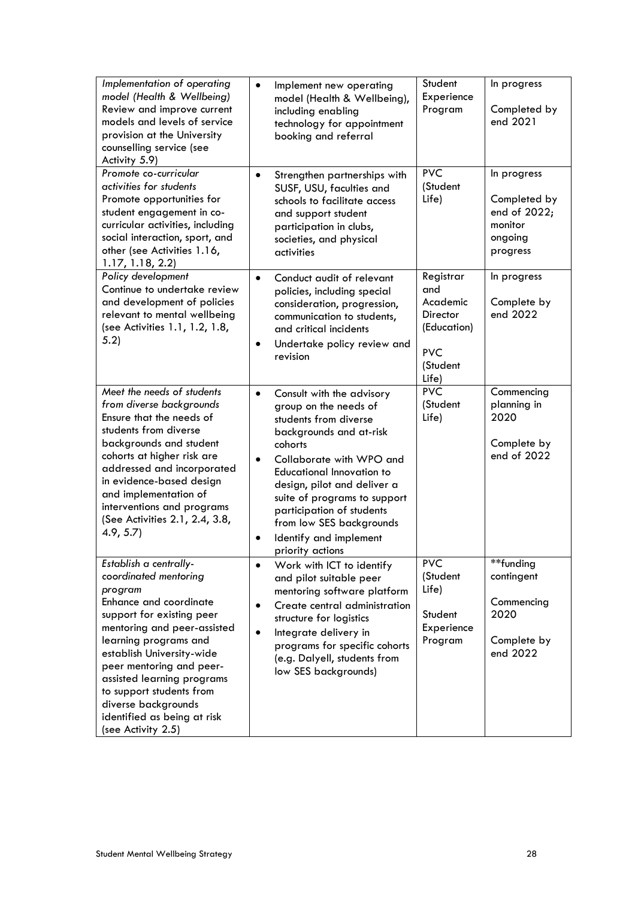| | | | |
|---|---|---|---|
| *Implementation of operating model (Health & Wellbeing)* Review and improve current models and levels of service provision at the University counselling service (see Activity 5.9) | • Implement new operating model (Health & Wellbeing), including enabling technology for appointment booking and referral | Student Experience Program | In progress<br><br>Completed by end 2021 |
| *Promote co-curricular activities for students* Promote opportunities for student engagement in co-curricular activities, including social interaction, sport, and other (see Activities 1.16, 1.17, 1.18, 2.2) | • Strengthen partnerships with SUSF, USU, faculties and schools to facilitate access and support student participation in clubs, societies, and physical activities | PVC (Student Life) | In progress<br><br>Completed by end of 2022; monitor ongoing progress |
| *Policy development* Continue to undertake review and development of policies relevant to mental wellbeing (see Activities 1.1, 1.2, 1.8, 5.2) | • Conduct audit of relevant policies, including special consideration, progression, communication to students, and critical incidents<br>• Undertake policy review and revision | Registrar and Academic Director (Education)<br><br>PVC (Student Life) | In progress<br><br>Complete by end 2022 |
| *Meet the needs of students from diverse backgrounds* Ensure that the needs of students from diverse backgrounds and student cohorts at higher risk are addressed and incorporated in evidence-based design and implementation of interventions and programs (See Activities 2.1, 2.4, 3.8, 4.9, 5.7) | • Consult with the advisory group on the needs of students from diverse backgrounds and at-risk cohorts<br>• Collaborate with WPO and Educational Innovation to design, pilot and deliver a suite of programs to support participation of students from low SES backgrounds<br>• Identify and implement priority actions | PVC (Student Life) | Commencing planning in 2020<br><br>Complete by end of 2022 |
| *Establish a centrally-coordinated mentoring program* Enhance and coordinate support for existing peer mentoring and peer-assisted learning programs and establish University-wide peer mentoring and peer-assisted learning programs to support students from diverse backgrounds identified as being at risk (see Activity 2.5) | • Work with ICT to identify and pilot suitable peer mentoring software platform<br>• Create central administration structure for logistics<br>• Integrate delivery in programs for specific cohorts (e.g. Dalyell, students from low SES backgrounds) | PVC (Student Life)<br><br>Student Experience Program | **funding contingent<br><br>Commencing 2020<br><br>Complete by end 2022 |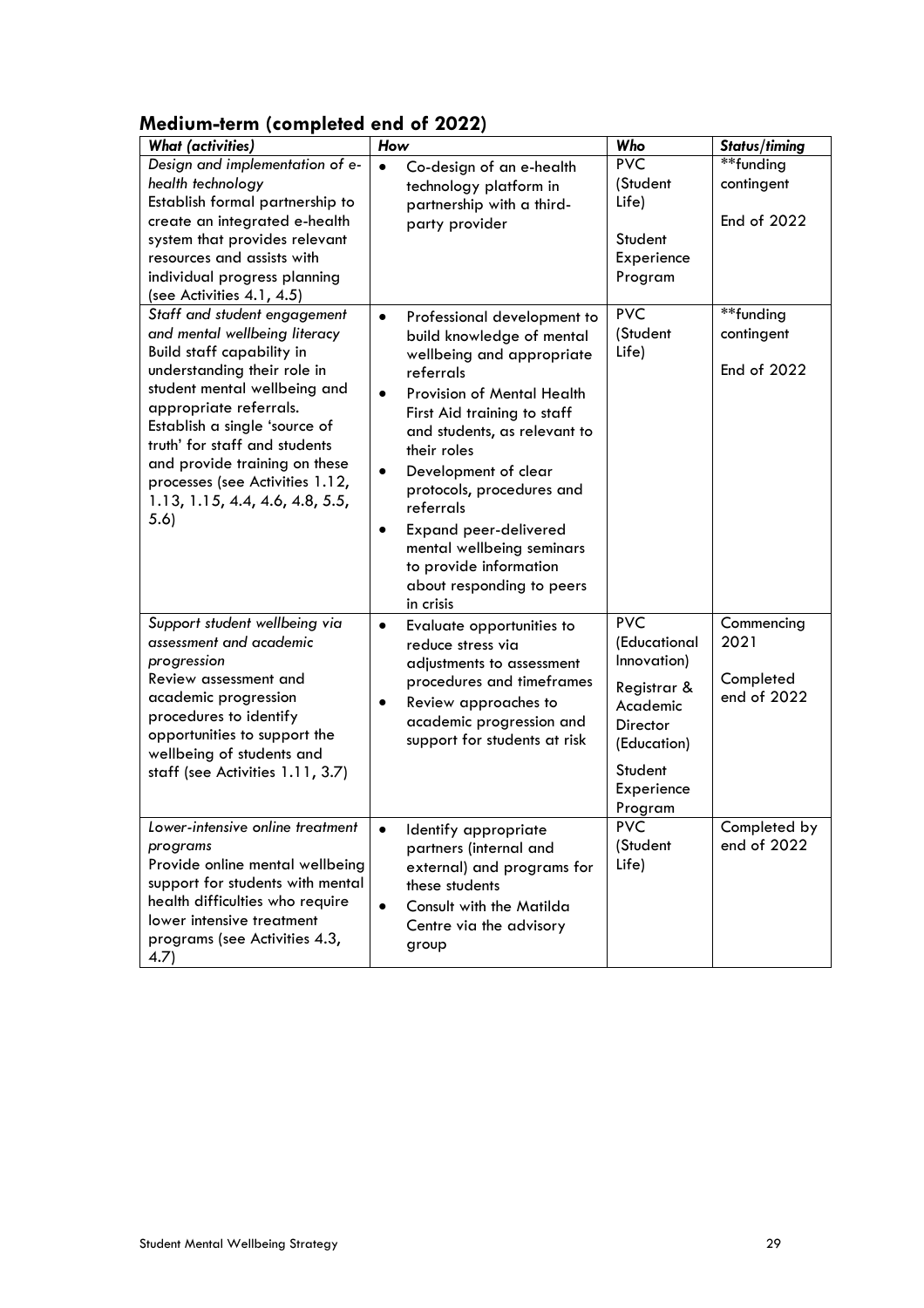## Medium-term (completed end of 2022)

| *What (activities)* | *How* | *Who* | *Status/timing* |
|---|---|---|---|
| *Design and implementation of e-health technology*<br>Establish formal partnership to create an integrated e-health system that provides relevant resources and assists with individual progress planning (see Activities 4.1, 4.5) | • Co-design of an e-health technology platform in partnership with a third-party provider | PVC (Student Life)<br><br>Student Experience Program | **funding contingent<br><br>End of 2022 |
| *Staff and student engagement and mental wellbeing literacy*<br>Build staff capability in understanding their role in student mental wellbeing and appropriate referrals.<br>Establish a single 'source of truth' for staff and students and provide training on these processes (see Activities 1.12, 1.13, 1.15, 4.4, 4.6, 4.8, 5.5, 5.6) | • Professional development to build knowledge of mental wellbeing and appropriate referrals<br>• Provision of Mental Health First Aid training to staff and students, as relevant to their roles<br>• Development of clear protocols, procedures and referrals<br>• Expand peer-delivered mental wellbeing seminars to provide information about responding to peers in crisis | PVC (Student Life) | **funding contingent<br><br>End of 2022 |
| *Support student wellbeing via assessment and academic progression*<br>Review assessment and academic progression procedures to identify opportunities to support the wellbeing of students and staff (see Activities 1.11, 3.7) | • Evaluate opportunities to reduce stress via adjustments to assessment procedures and timeframes<br>• Review approaches to academic progression and support for students at risk | PVC (Educational Innovation)<br><br>Registrar & Academic Director (Education)<br><br>Student Experience Program | Commencing 2021<br><br>Completed end of 2022 |
| *Lower-intensive online treatment programs*<br>Provide online mental wellbeing support for students with mental health difficulties who require lower intensive treatment programs (see Activities 4.3, 4.7) | • Identify appropriate partners (internal and external) and programs for these students<br>• Consult with the Matilda Centre via the advisory group | PVC (Student Life) | Completed by end of 2022 |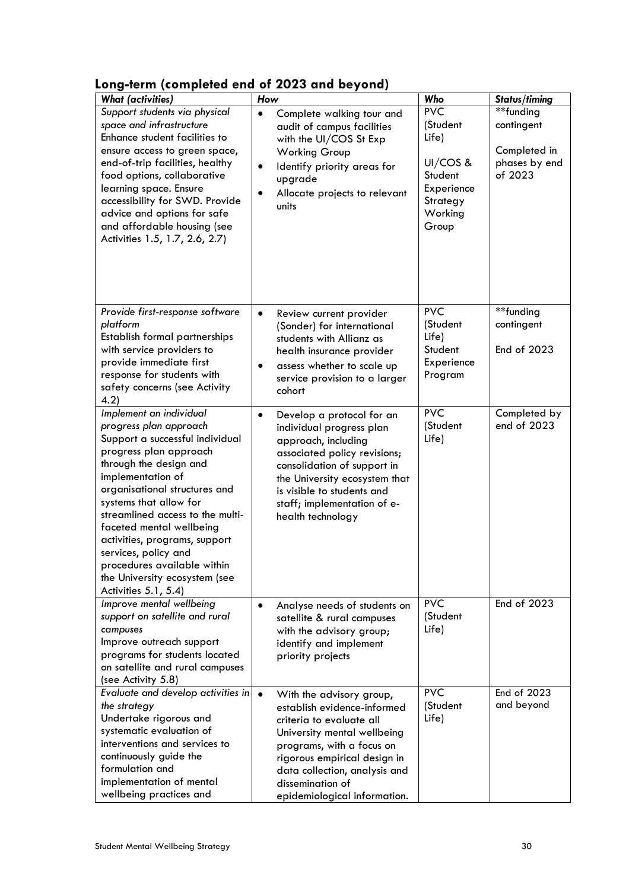## Long-term (completed end of 2023 and beyond)

| *What (activities)* | *How* | *Who* | *Status/timing* |
|---|---|---|---|
| *Support students via physical space and infrastructure*<br>Enhance student facilities to ensure access to green space, end-of-trip facilities, healthy food options, collaborative learning space. Ensure accessibility for SWD. Provide advice and options for safe and affordable housing (see Activities 1.5, 1.7, 2.6, 2.7) | • Complete walking tour and audit of campus facilities with the UI/COS St Exp Working Group<br>• Identify priority areas for upgrade<br>• Allocate projects to relevant units | PVC (Student Life)<br><br>UI/COS & Student Experience Strategy Working Group | **funding contingent<br><br>Completed in phases by end of 2023 |
| *Provide first-response software platform*<br>Establish formal partnerships with service providers to provide immediate first response for students with safety concerns (see Activity 4.2) | • Review current provider (Sonder) for international students with Allianz as health insurance provider<br>• assess whether to scale up service provision to a larger cohort | PVC (Student Life)<br>Student Experience Program | **funding contingent<br><br>End of 2023 |
| *Implement an individual progress plan approach*<br>Support a successful individual progress plan approach through the design and implementation of organisational structures and systems that allow for streamlined access to the multi-faceted mental wellbeing activities, programs, support services, policy and procedures available within the University ecosystem (see Activities 5.1, 5.4) | • Develop a protocol for an individual progress plan approach, including associated policy revisions; consolidation of support in the University ecosystem that is visible to students and staff; implementation of e-health technology | PVC (Student Life) | Completed by end of 2023 |
| *Improve mental wellbeing support on satellite and rural campuses*<br>Improve outreach support programs for students located on satellite and rural campuses (see Activity 5.8) | • Analyse needs of students on satellite & rural campuses with the advisory group; identify and implement priority projects | PVC (Student Life) | End of 2023 |
| *Evaluate and develop activities in the strategy*<br>Undertake rigorous and systematic evaluation of interventions and services to continuously guide the formulation and implementation of mental wellbeing practices and | • With the advisory group, establish evidence-informed criteria to evaluate all University mental wellbeing programs, with a focus on rigorous empirical design in data collection, analysis and dissemination of epidemiological information. | PVC (Student Life) | End of 2023 and beyond |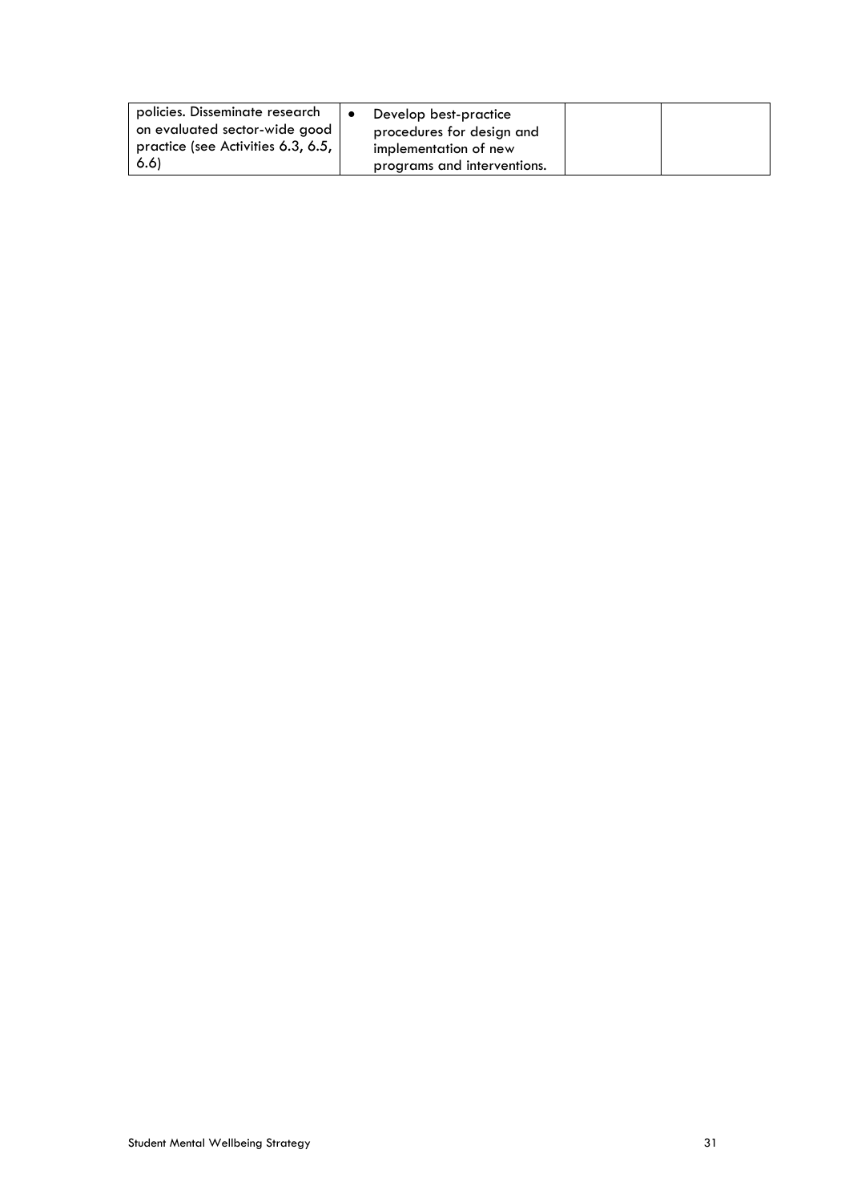| | | | |
|---|---|---|---|
| policies. Disseminate research on evaluated sector-wide good practice (see Activities 6.3, 6.5, 6.6) | • Develop best-practice procedures for design and implementation of new programs and interventions. | | |